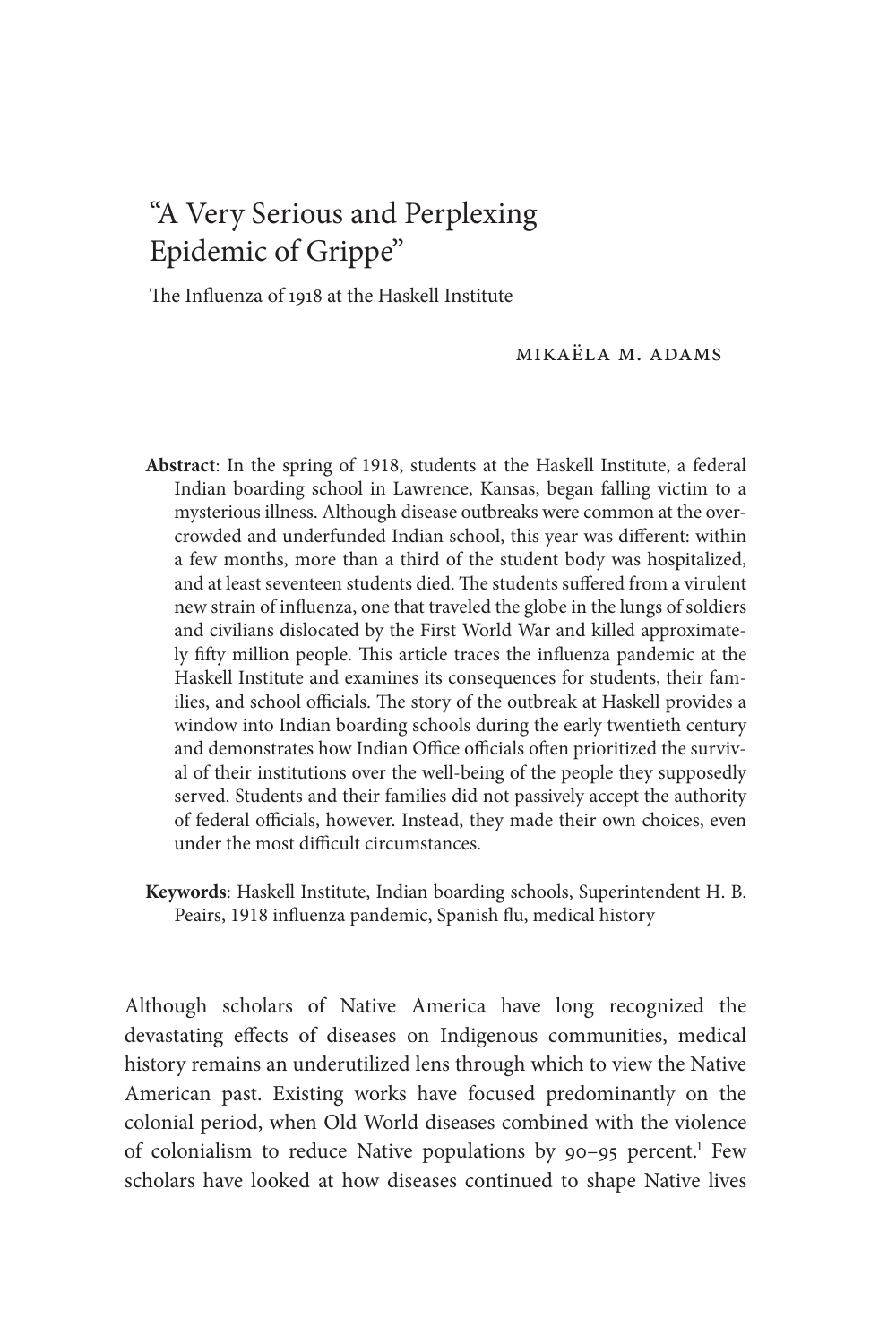# "A Very Serious and Perplexing Epidemic of Grippe"

## The Influenza of 1918 at the Haskell Institute

MIKAËLA M. ADAMS

**Abstract**: In the spring of 1918, students at the Haskell Institute, a federal Indian boarding school in Lawrence, Kansas, began falling victim to a mysterious illness. Although disease outbreaks were common at the overcrowded and underfunded Indian school, this year was different: within a few months, more than a third of the student body was hospitalized, and at least seventeen students died. The students suffered from a virulent new strain of influenza, one that traveled the globe in the lungs of soldiers and civilians dislocated by the First World War and killed approximately fifty million people. This article traces the influenza pandemic at the Haskell Institute and examines its consequences for students, their families, and school officials. The story of the outbreak at Haskell provides a window into Indian boarding schools during the early twentieth century and demonstrates how Indian Office officials often prioritized the survival of their institutions over the well-being of the people they supposedly served. Students and their families did not passively accept the authority of federal officials, however. Instead, they made their own choices, even under the most difficult circumstances.

**Keywords**: Haskell Institute, Indian boarding schools, Superintendent H. B. Peairs, 1918 influenza pandemic, Spanish flu, medical history

Although scholars of Native America have long recognized the devastating effects of diseases on Indigenous communities, medical history remains an underutilized lens through which to view the Native American past. Existing works have focused predominantly on the colonial period, when Old World diseases combined with the violence of colonialism to reduce Native populations by 90–95 percent.[1] Few scholars have looked at how diseases continued to shape Native lives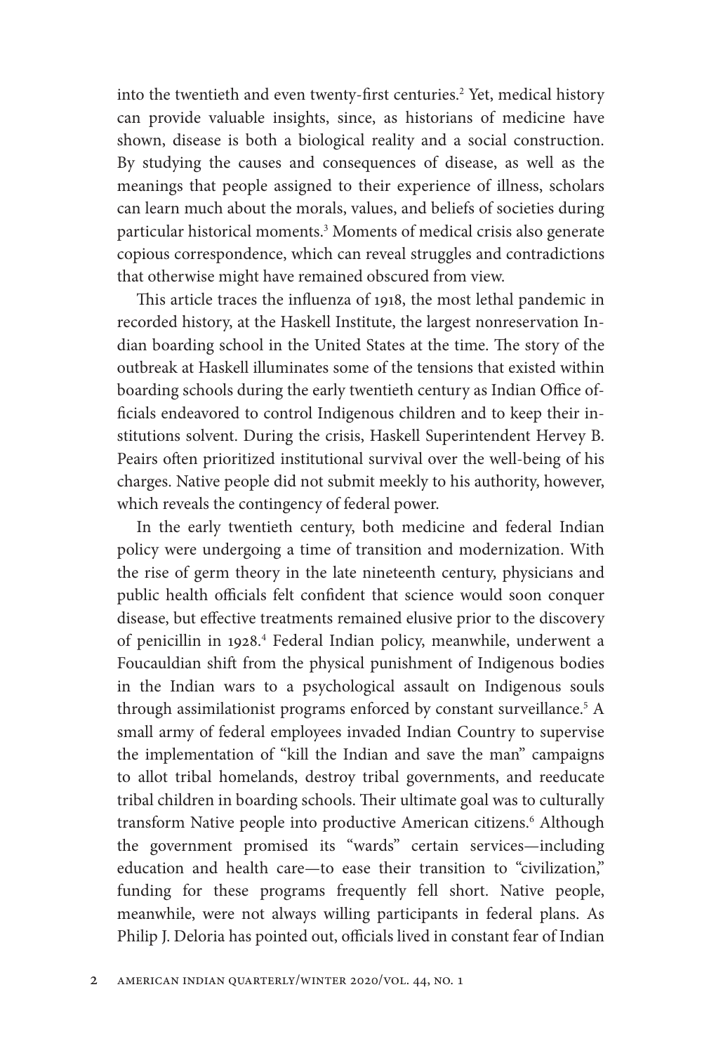into the twentieth and even twenty-first centuries.[2] Yet, medical history can provide valuable insights, since, as historians of medicine have shown, disease is both a biological reality and a social construction. By studying the causes and consequences of disease, as well as the meanings that people assigned to their experience of illness, scholars can learn much about the morals, values, and beliefs of societies during particular historical moments.[3] Moments of medical crisis also generate copious correspondence, which can reveal struggles and contradictions that otherwise might have remained obscured from view.

This article traces the influenza of 1918, the most lethal pandemic in recorded history, at the Haskell Institute, the largest nonreservation Indian boarding school in the United States at the time. The story of the outbreak at Haskell illuminates some of the tensions that existed within boarding schools during the early twentieth century as Indian Office officials endeavored to control Indigenous children and to keep their institutions solvent. During the crisis, Haskell Superintendent Hervey B. Peairs often prioritized institutional survival over the well-being of his charges. Native people did not submit meekly to his authority, however, which reveals the contingency of federal power.

In the early twentieth century, both medicine and federal Indian policy were undergoing a time of transition and modernization. With the rise of germ theory in the late nineteenth century, physicians and public health officials felt confident that science would soon conquer disease, but effective treatments remained elusive prior to the discovery of penicillin in 1928.[4] Federal Indian policy, meanwhile, underwent a Foucauldian shift from the physical punishment of Indigenous bodies in the Indian wars to a psychological assault on Indigenous souls through assimilationist programs enforced by constant surveillance.[5] A small army of federal employees invaded Indian Country to supervise the implementation of "kill the Indian and save the man" campaigns to allot tribal homelands, destroy tribal governments, and reeducate tribal children in boarding schools. Their ultimate goal was to culturally transform Native people into productive American citizens.[6] Although the government promised its "wards" certain services—including education and health care—to ease their transition to "civilization," funding for these programs frequently fell short. Native people, meanwhile, were not always willing participants in federal plans. As Philip J. Deloria has pointed out, officials lived in constant fear of Indian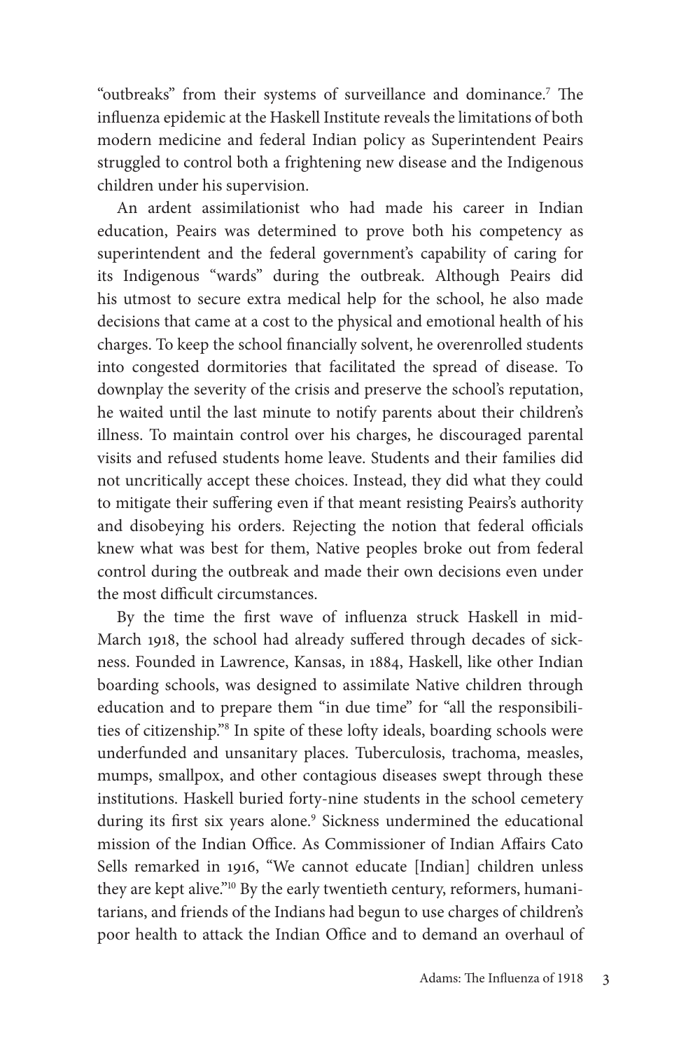"outbreaks" from their systems of surveillance and dominance.[7] The influenza epidemic at the Haskell Institute reveals the limitations of both modern medicine and federal Indian policy as Superintendent Peairs struggled to control both a frightening new disease and the Indigenous children under his supervision.

An ardent assimilationist who had made his career in Indian education, Peairs was determined to prove both his competency as superintendent and the federal government's capability of caring for its Indigenous "wards" during the outbreak. Although Peairs did his utmost to secure extra medical help for the school, he also made decisions that came at a cost to the physical and emotional health of his charges. To keep the school financially solvent, he overenrolled students into congested dormitories that facilitated the spread of disease. To downplay the severity of the crisis and preserve the school's reputation, he waited until the last minute to notify parents about their children's illness. To maintain control over his charges, he discouraged parental visits and refused students home leave. Students and their families did not uncritically accept these choices. Instead, they did what they could to mitigate their suffering even if that meant resisting Peairs's authority and disobeying his orders. Rejecting the notion that federal officials knew what was best for them, Native peoples broke out from federal control during the outbreak and made their own decisions even under the most difficult circumstances.

By the time the first wave of influenza struck Haskell in mid-March 1918, the school had already suffered through decades of sickness. Founded in Lawrence, Kansas, in 1884, Haskell, like other Indian boarding schools, was designed to assimilate Native children through education and to prepare them "in due time" for "all the responsibilities of citizenship."[8] In spite of these lofty ideals, boarding schools were underfunded and unsanitary places. Tuberculosis, trachoma, measles, mumps, smallpox, and other contagious diseases swept through these institutions. Haskell buried forty-nine students in the school cemetery during its first six years alone.[9] Sickness undermined the educational mission of the Indian Office. As Commissioner of Indian Affairs Cato Sells remarked in 1916, "We cannot educate [Indian] children unless they are kept alive."[10] By the early twentieth century, reformers, humanitarians, and friends of the Indians had begun to use charges of children's poor health to attack the Indian Office and to demand an overhaul of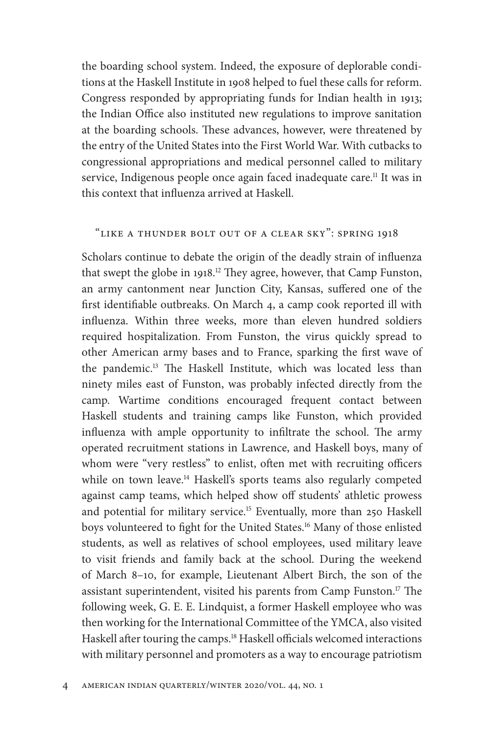the boarding school system. Indeed, the exposure of deplorable conditions at the Haskell Institute in 1908 helped to fuel these calls for reform. Congress responded by appropriating funds for Indian health in 1913; the Indian Office also instituted new regulations to improve sanitation at the boarding schools. These advances, however, were threatened by the entry of the United States into the First World War. With cutbacks to congressional appropriations and medical personnel called to military service, Indigenous people once again faced inadequate care.[11] It was in this context that influenza arrived at Haskell.

## "Like a Thunder Bolt Out of a Clear Sky": Spring 1918

Scholars continue to debate the origin of the deadly strain of influenza that swept the globe in 1918.[12] They agree, however, that Camp Funston, an army cantonment near Junction City, Kansas, suffered one of the first identifiable outbreaks. On March 4, a camp cook reported ill with influenza. Within three weeks, more than eleven hundred soldiers required hospitalization. From Funston, the virus quickly spread to other American army bases and to France, sparking the first wave of the pandemic.[13] The Haskell Institute, which was located less than ninety miles east of Funston, was probably infected directly from the camp. Wartime conditions encouraged frequent contact between Haskell students and training camps like Funston, which provided influenza with ample opportunity to infiltrate the school. The army operated recruitment stations in Lawrence, and Haskell boys, many of whom were "very restless" to enlist, often met with recruiting officers while on town leave.[14] Haskell's sports teams also regularly competed against camp teams, which helped show off students' athletic prowess and potential for military service.[15] Eventually, more than 250 Haskell boys volunteered to fight for the United States.[16] Many of those enlisted students, as well as relatives of school employees, used military leave to visit friends and family back at the school. During the weekend of March 8–10, for example, Lieutenant Albert Birch, the son of the assistant superintendent, visited his parents from Camp Funston.[17] The following week, G. E. E. Lindquist, a former Haskell employee who was then working for the International Committee of the YMCA, also visited Haskell after touring the camps.[18] Haskell officials welcomed interactions with military personnel and promoters as a way to encourage patriotism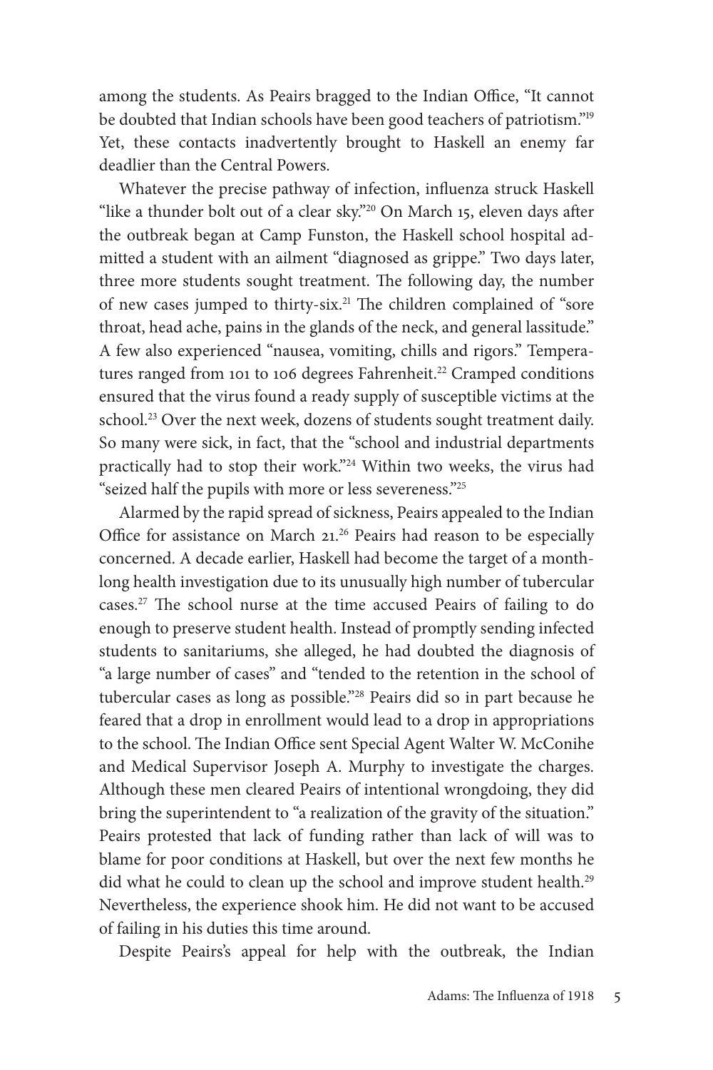among the students. As Peairs bragged to the Indian Office, "It cannot be doubted that Indian schools have been good teachers of patriotism."[19] Yet, these contacts inadvertently brought to Haskell an enemy far deadlier than the Central Powers.

Whatever the precise pathway of infection, influenza struck Haskell "like a thunder bolt out of a clear sky."[20] On March 15, eleven days after the outbreak began at Camp Funston, the Haskell school hospital admitted a student with an ailment "diagnosed as grippe." Two days later, three more students sought treatment. The following day, the number of new cases jumped to thirty-six.[21] The children complained of "sore throat, head ache, pains in the glands of the neck, and general lassitude." A few also experienced "nausea, vomiting, chills and rigors." Temperatures ranged from 101 to 106 degrees Fahrenheit.[22] Cramped conditions ensured that the virus found a ready supply of susceptible victims at the school.[23] Over the next week, dozens of students sought treatment daily. So many were sick, in fact, that the "school and industrial departments practically had to stop their work."[24] Within two weeks, the virus had "seized half the pupils with more or less severeness."[25]

Alarmed by the rapid spread of sickness, Peairs appealed to the Indian Office for assistance on March 21.[26] Peairs had reason to be especially concerned. A decade earlier, Haskell had become the target of a month-long health investigation due to its unusually high number of tubercular cases.[27] The school nurse at the time accused Peairs of failing to do enough to preserve student health. Instead of promptly sending infected students to sanitariums, she alleged, he had doubted the diagnosis of "a large number of cases" and "tended to the retention in the school of tubercular cases as long as possible."[28] Peairs did so in part because he feared that a drop in enrollment would lead to a drop in appropriations to the school. The Indian Office sent Special Agent Walter W. McConihe and Medical Supervisor Joseph A. Murphy to investigate the charges. Although these men cleared Peairs of intentional wrongdoing, they did bring the superintendent to "a realization of the gravity of the situation." Peairs protested that lack of funding rather than lack of will was to blame for poor conditions at Haskell, but over the next few months he did what he could to clean up the school and improve student health.[29] Nevertheless, the experience shook him. He did not want to be accused of failing in his duties this time around.

Despite Peairs's appeal for help with the outbreak, the Indian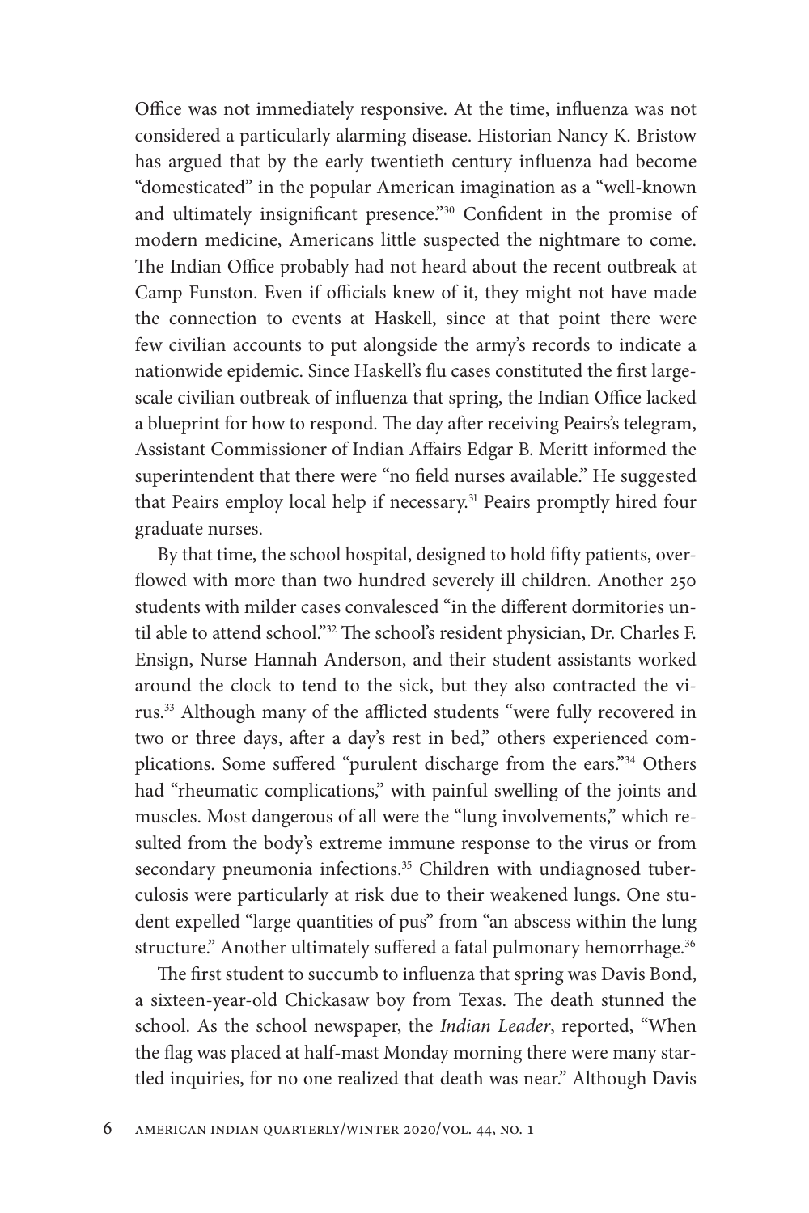Office was not immediately responsive. At the time, influenza was not considered a particularly alarming disease. Historian Nancy K. Bristow has argued that by the early twentieth century influenza had become "domesticated" in the popular American imagination as a "well-known and ultimately insignificant presence."[30] Confident in the promise of modern medicine, Americans little suspected the nightmare to come. The Indian Office probably had not heard about the recent outbreak at Camp Funston. Even if officials knew of it, they might not have made the connection to events at Haskell, since at that point there were few civilian accounts to put alongside the army's records to indicate a nationwide epidemic. Since Haskell's flu cases constituted the first large-scale civilian outbreak of influenza that spring, the Indian Office lacked a blueprint for how to respond. The day after receiving Peairs's telegram, Assistant Commissioner of Indian Affairs Edgar B. Meritt informed the superintendent that there were "no field nurses available." He suggested that Peairs employ local help if necessary.[31] Peairs promptly hired four graduate nurses.

By that time, the school hospital, designed to hold fifty patients, overflowed with more than two hundred severely ill children. Another 250 students with milder cases convalesced "in the different dormitories until able to attend school."[32] The school's resident physician, Dr. Charles F. Ensign, Nurse Hannah Anderson, and their student assistants worked around the clock to tend to the sick, but they also contracted the virus.[33] Although many of the afflicted students "were fully recovered in two or three days, after a day's rest in bed," others experienced complications. Some suffered "purulent discharge from the ears."[34] Others had "rheumatic complications," with painful swelling of the joints and muscles. Most dangerous of all were the "lung involvements," which resulted from the body's extreme immune response to the virus or from secondary pneumonia infections.[35] Children with undiagnosed tuberculosis were particularly at risk due to their weakened lungs. One student expelled "large quantities of pus" from "an abscess within the lung structure." Another ultimately suffered a fatal pulmonary hemorrhage.[36]

The first student to succumb to influenza that spring was Davis Bond, a sixteen-year-old Chickasaw boy from Texas. The death stunned the school. As the school newspaper, the *Indian Leader*, reported, "When the flag was placed at half-mast Monday morning there were many startled inquiries, for no one realized that death was near." Although Davis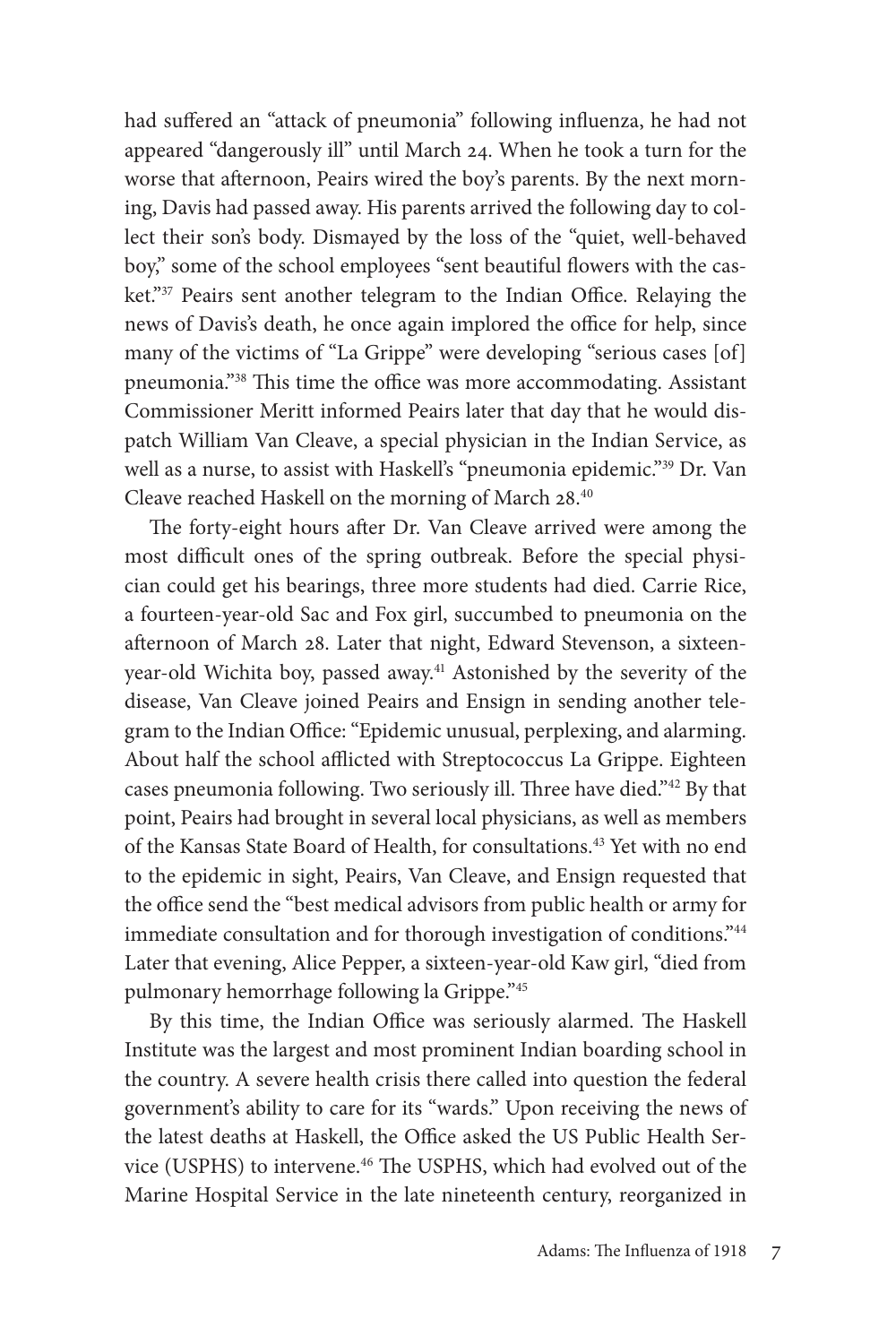had suffered an "attack of pneumonia" following influenza, he had not appeared "dangerously ill" until March 24. When he took a turn for the worse that afternoon, Peairs wired the boy's parents. By the next morning, Davis had passed away. His parents arrived the following day to collect their son's body. Dismayed by the loss of the "quiet, well-behaved boy," some of the school employees "sent beautiful flowers with the casket."[37] Peairs sent another telegram to the Indian Office. Relaying the news of Davis's death, he once again implored the office for help, since many of the victims of "La Grippe" were developing "serious cases [of] pneumonia."[38] This time the office was more accommodating. Assistant Commissioner Meritt informed Peairs later that day that he would dispatch William Van Cleave, a special physician in the Indian Service, as well as a nurse, to assist with Haskell's "pneumonia epidemic."[39] Dr. Van Cleave reached Haskell on the morning of March 28.[40]

The forty-eight hours after Dr. Van Cleave arrived were among the most difficult ones of the spring outbreak. Before the special physician could get his bearings, three more students had died. Carrie Rice, a fourteen-year-old Sac and Fox girl, succumbed to pneumonia on the afternoon of March 28. Later that night, Edward Stevenson, a sixteen-year-old Wichita boy, passed away.[41] Astonished by the severity of the disease, Van Cleave joined Peairs and Ensign in sending another telegram to the Indian Office: "Epidemic unusual, perplexing, and alarming. About half the school afflicted with Streptococcus La Grippe. Eighteen cases pneumonia following. Two seriously ill. Three have died."[42] By that point, Peairs had brought in several local physicians, as well as members of the Kansas State Board of Health, for consultations.[43] Yet with no end to the epidemic in sight, Peairs, Van Cleave, and Ensign requested that the office send the "best medical advisors from public health or army for immediate consultation and for thorough investigation of conditions."[44] Later that evening, Alice Pepper, a sixteen-year-old Kaw girl, "died from pulmonary hemorrhage following la Grippe."[45]

By this time, the Indian Office was seriously alarmed. The Haskell Institute was the largest and most prominent Indian boarding school in the country. A severe health crisis there called into question the federal government's ability to care for its "wards." Upon receiving the news of the latest deaths at Haskell, the Office asked the US Public Health Service (USPHS) to intervene.[46] The USPHS, which had evolved out of the Marine Hospital Service in the late nineteenth century, reorganized in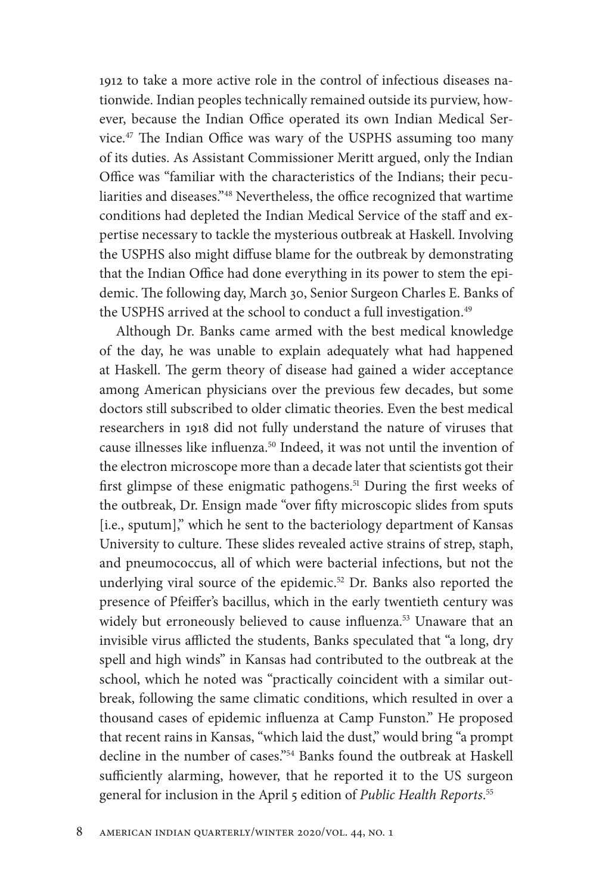1912 to take a more active role in the control of infectious diseases nationwide. Indian peoples technically remained outside its purview, however, because the Indian Office operated its own Indian Medical Service.[47] The Indian Office was wary of the USPHS assuming too many of its duties. As Assistant Commissioner Meritt argued, only the Indian Office was "familiar with the characteristics of the Indians; their peculiarities and diseases."[48] Nevertheless, the office recognized that wartime conditions had depleted the Indian Medical Service of the staff and expertise necessary to tackle the mysterious outbreak at Haskell. Involving the USPHS also might diffuse blame for the outbreak by demonstrating that the Indian Office had done everything in its power to stem the epidemic. The following day, March 30, Senior Surgeon Charles E. Banks of the USPHS arrived at the school to conduct a full investigation.[49]

Although Dr. Banks came armed with the best medical knowledge of the day, he was unable to explain adequately what had happened at Haskell. The germ theory of disease had gained a wider acceptance among American physicians over the previous few decades, but some doctors still subscribed to older climatic theories. Even the best medical researchers in 1918 did not fully understand the nature of viruses that cause illnesses like influenza.[50] Indeed, it was not until the invention of the electron microscope more than a decade later that scientists got their first glimpse of these enigmatic pathogens.[51] During the first weeks of the outbreak, Dr. Ensign made "over fifty microscopic slides from sputs [i.e., sputum]," which he sent to the bacteriology department of Kansas University to culture. These slides revealed active strains of strep, staph, and pneumococcus, all of which were bacterial infections, but not the underlying viral source of the epidemic.[52] Dr. Banks also reported the presence of Pfeiffer's bacillus, which in the early twentieth century was widely but erroneously believed to cause influenza.[53] Unaware that an invisible virus afflicted the students, Banks speculated that "a long, dry spell and high winds" in Kansas had contributed to the outbreak at the school, which he noted was "practically coincident with a similar outbreak, following the same climatic conditions, which resulted in over a thousand cases of epidemic influenza at Camp Funston." He proposed that recent rains in Kansas, "which laid the dust," would bring "a prompt decline in the number of cases."[54] Banks found the outbreak at Haskell sufficiently alarming, however, that he reported it to the US surgeon general for inclusion in the April 5 edition of *Public Health Reports*.[55]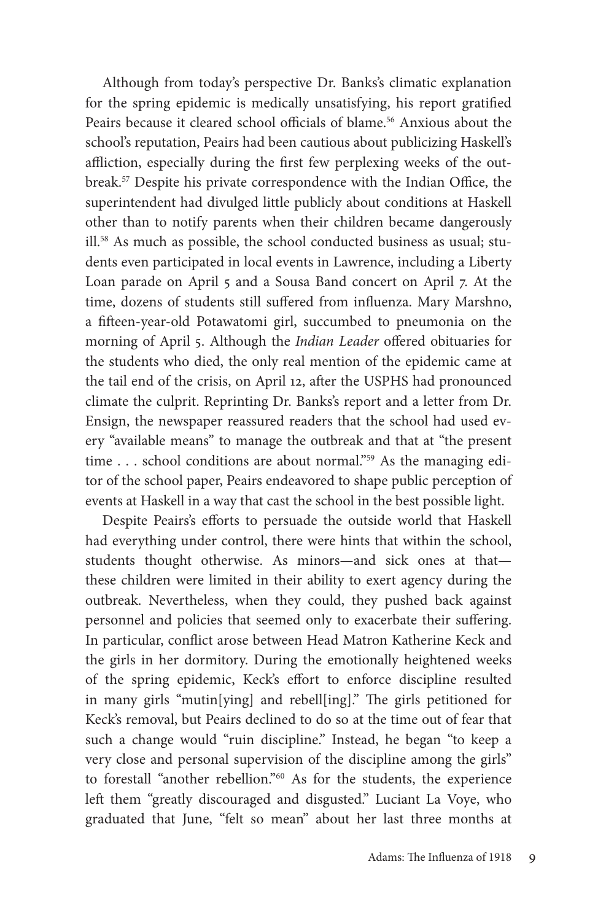Although from today's perspective Dr. Banks's climatic explanation for the spring epidemic is medically unsatisfying, his report gratified Peairs because it cleared school officials of blame.[56] Anxious about the school's reputation, Peairs had been cautious about publicizing Haskell's affliction, especially during the first few perplexing weeks of the outbreak.[57] Despite his private correspondence with the Indian Office, the superintendent had divulged little publicly about conditions at Haskell other than to notify parents when their children became dangerously ill.[58] As much as possible, the school conducted business as usual; students even participated in local events in Lawrence, including a Liberty Loan parade on April 5 and a Sousa Band concert on April 7. At the time, dozens of students still suffered from influenza. Mary Marshno, a fifteen-year-old Potawatomi girl, succumbed to pneumonia on the morning of April 5. Although the *Indian Leader* offered obituaries for the students who died, the only real mention of the epidemic came at the tail end of the crisis, on April 12, after the USPHS had pronounced climate the culprit. Reprinting Dr. Banks's report and a letter from Dr. Ensign, the newspaper reassured readers that the school had used every "available means" to manage the outbreak and that at "the present time . . . school conditions are about normal."[59] As the managing editor of the school paper, Peairs endeavored to shape public perception of events at Haskell in a way that cast the school in the best possible light.

Despite Peairs's efforts to persuade the outside world that Haskell had everything under control, there were hints that within the school, students thought otherwise. As minors—and sick ones at that—these children were limited in their ability to exert agency during the outbreak. Nevertheless, when they could, they pushed back against personnel and policies that seemed only to exacerbate their suffering. In particular, conflict arose between Head Matron Katherine Keck and the girls in her dormitory. During the emotionally heightened weeks of the spring epidemic, Keck's effort to enforce discipline resulted in many girls "mutin[ying] and rebell[ing]." The girls petitioned for Keck's removal, but Peairs declined to do so at the time out of fear that such a change would "ruin discipline." Instead, he began "to keep a very close and personal supervision of the discipline among the girls" to forestall "another rebellion."[60] As for the students, the experience left them "greatly discouraged and disgusted." Luciant La Voye, who graduated that June, "felt so mean" about her last three months at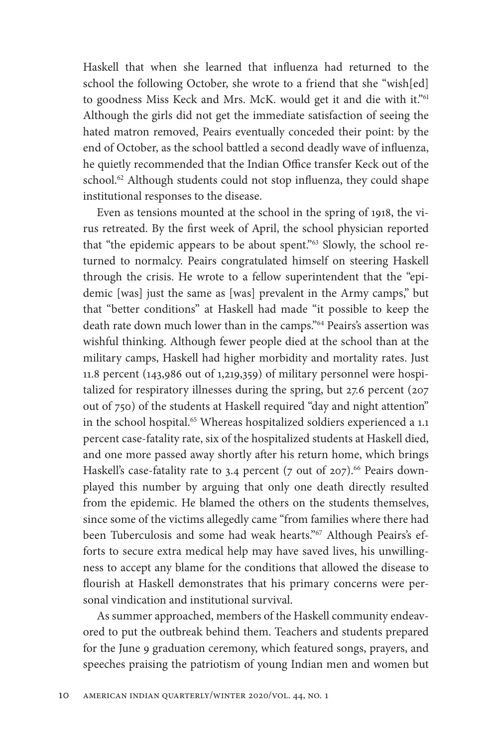Haskell that when she learned that influenza had returned to the school the following October, she wrote to a friend that she "wish[ed] to goodness Miss Keck and Mrs. McK. would get it and die with it."[61] Although the girls did not get the immediate satisfaction of seeing the hated matron removed, Peairs eventually conceded their point: by the end of October, as the school battled a second deadly wave of influenza, he quietly recommended that the Indian Office transfer Keck out of the school.[62] Although students could not stop influenza, they could shape institutional responses to the disease.

Even as tensions mounted at the school in the spring of 1918, the virus retreated. By the first week of April, the school physician reported that "the epidemic appears to be about spent."[63] Slowly, the school returned to normalcy. Peairs congratulated himself on steering Haskell through the crisis. He wrote to a fellow superintendent that the "epidemic [was] just the same as [was] prevalent in the Army camps," but that "better conditions" at Haskell had made "it possible to keep the death rate down much lower than in the camps."[64] Peairs's assertion was wishful thinking. Although fewer people died at the school than at the military camps, Haskell had higher morbidity and mortality rates. Just 11.8 percent (143,986 out of 1,219,359) of military personnel were hospitalized for respiratory illnesses during the spring, but 27.6 percent (207 out of 750) of the students at Haskell required "day and night attention" in the school hospital.[65] Whereas hospitalized soldiers experienced a 1.1 percent case-fatality rate, six of the hospitalized students at Haskell died, and one more passed away shortly after his return home, which brings Haskell's case-fatality rate to 3.4 percent (7 out of 207).[66] Peairs downplayed this number by arguing that only one death directly resulted from the epidemic. He blamed the others on the students themselves, since some of the victims allegedly came "from families where there had been Tuberculosis and some had weak hearts."[67] Although Peairs's efforts to secure extra medical help may have saved lives, his unwillingness to accept any blame for the conditions that allowed the disease to flourish at Haskell demonstrates that his primary concerns were personal vindication and institutional survival.

As summer approached, members of the Haskell community endeavored to put the outbreak behind them. Teachers and students prepared for the June 9 graduation ceremony, which featured songs, prayers, and speeches praising the patriotism of young Indian men and women but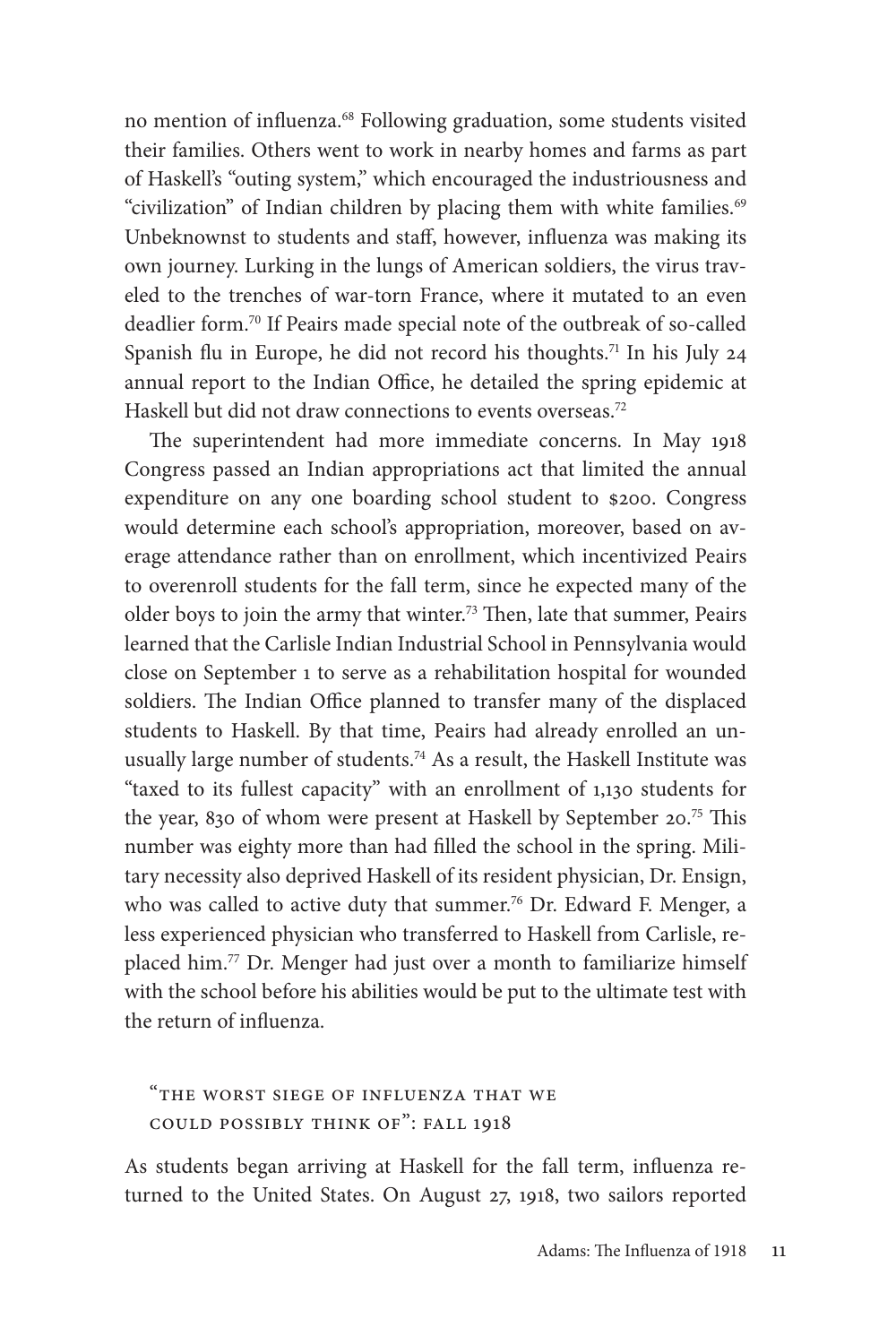no mention of influenza.[68] Following graduation, some students visited their families. Others went to work in nearby homes and farms as part of Haskell's "outing system," which encouraged the industriousness and "civilization" of Indian children by placing them with white families.[69] Unbeknownst to students and staff, however, influenza was making its own journey. Lurking in the lungs of American soldiers, the virus traveled to the trenches of war-torn France, where it mutated to an even deadlier form.[70] If Peairs made special note of the outbreak of so-called Spanish flu in Europe, he did not record his thoughts.[71] In his July 24 annual report to the Indian Office, he detailed the spring epidemic at Haskell but did not draw connections to events overseas.[72]

The superintendent had more immediate concerns. In May 1918 Congress passed an Indian appropriations act that limited the annual expenditure on any one boarding school student to $200. Congress would determine each school's appropriation, moreover, based on average attendance rather than on enrollment, which incentivized Peairs to overenroll students for the fall term, since he expected many of the older boys to join the army that winter.[73] Then, late that summer, Peairs learned that the Carlisle Indian Industrial School in Pennsylvania would close on September 1 to serve as a rehabilitation hospital for wounded soldiers. The Indian Office planned to transfer many of the displaced students to Haskell. By that time, Peairs had already enrolled an unusually large number of students.[74] As a result, the Haskell Institute was "taxed to its fullest capacity" with an enrollment of 1,130 students for the year, 830 of whom were present at Haskell by September 20.[75] This number was eighty more than had filled the school in the spring. Military necessity also deprived Haskell of its resident physician, Dr. Ensign, who was called to active duty that summer.[76] Dr. Edward F. Menger, a less experienced physician who transferred to Haskell from Carlisle, replaced him.[77] Dr. Menger had just over a month to familiarize himself with the school before his abilities would be put to the ultimate test with the return of influenza.

## "The Worst Siege of Influenza That We Could Possibly Think Of": Fall 1918

As students began arriving at Haskell for the fall term, influenza returned to the United States. On August 27, 1918, two sailors reported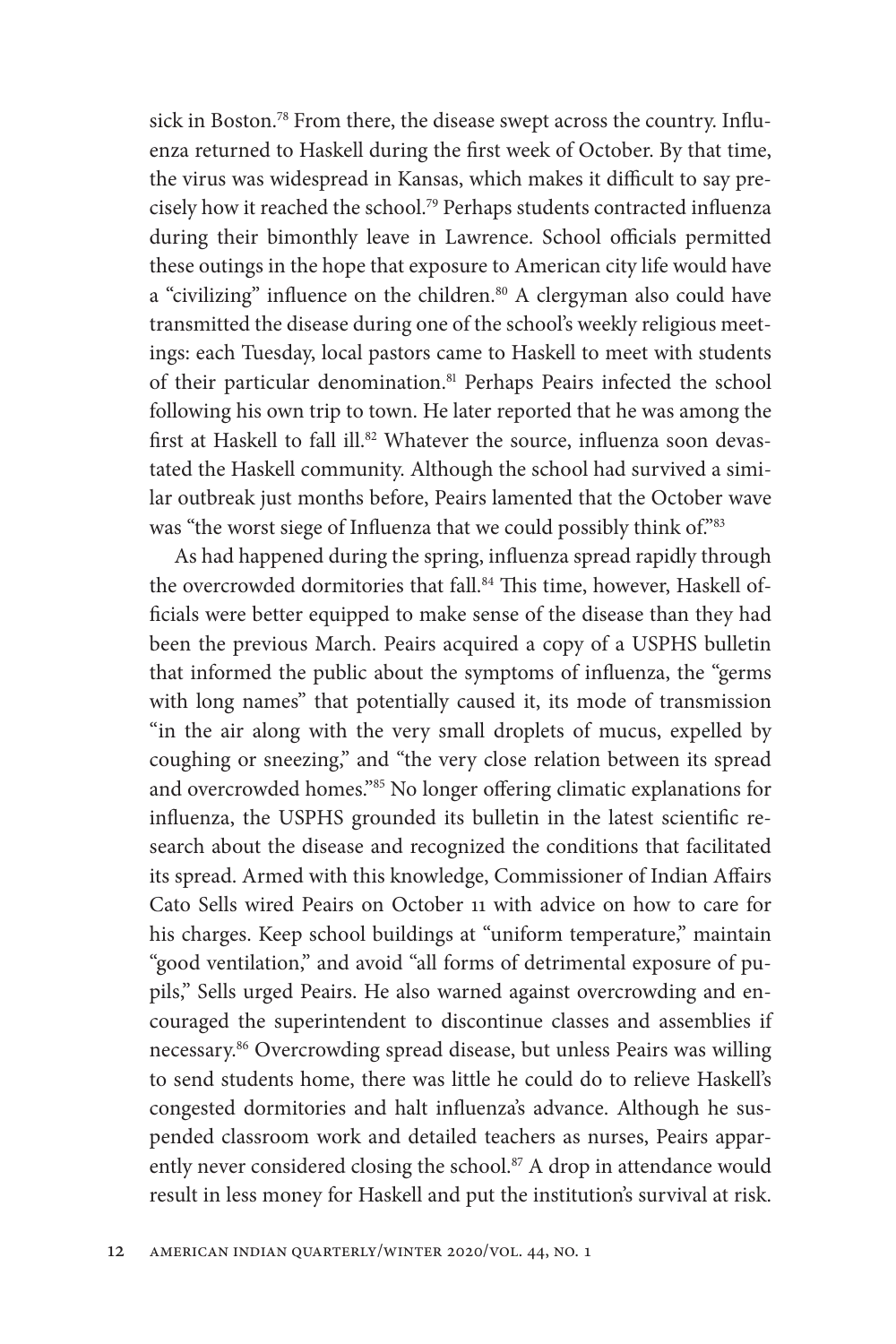sick in Boston.[78] From there, the disease swept across the country. Influenza returned to Haskell during the first week of October. By that time, the virus was widespread in Kansas, which makes it difficult to say precisely how it reached the school.[79] Perhaps students contracted influenza during their bimonthly leave in Lawrence. School officials permitted these outings in the hope that exposure to American city life would have a "civilizing" influence on the children.[80] A clergyman also could have transmitted the disease during one of the school's weekly religious meetings: each Tuesday, local pastors came to Haskell to meet with students of their particular denomination.[81] Perhaps Peairs infected the school following his own trip to town. He later reported that he was among the first at Haskell to fall ill.[82] Whatever the source, influenza soon devastated the Haskell community. Although the school had survived a similar outbreak just months before, Peairs lamented that the October wave was "the worst siege of Influenza that we could possibly think of."[83]

As had happened during the spring, influenza spread rapidly through the overcrowded dormitories that fall.[84] This time, however, Haskell officials were better equipped to make sense of the disease than they had been the previous March. Peairs acquired a copy of a USPHS bulletin that informed the public about the symptoms of influenza, the "germs with long names" that potentially caused it, its mode of transmission "in the air along with the very small droplets of mucus, expelled by coughing or sneezing," and "the very close relation between its spread and overcrowded homes."[85] No longer offering climatic explanations for influenza, the USPHS grounded its bulletin in the latest scientific research about the disease and recognized the conditions that facilitated its spread. Armed with this knowledge, Commissioner of Indian Affairs Cato Sells wired Peairs on October 11 with advice on how to care for his charges. Keep school buildings at "uniform temperature," maintain "good ventilation," and avoid "all forms of detrimental exposure of pupils," Sells urged Peairs. He also warned against overcrowding and encouraged the superintendent to discontinue classes and assemblies if necessary.[86] Overcrowding spread disease, but unless Peairs was willing to send students home, there was little he could do to relieve Haskell's congested dormitories and halt influenza's advance. Although he suspended classroom work and detailed teachers as nurses, Peairs apparently never considered closing the school.[87] A drop in attendance would result in less money for Haskell and put the institution's survival at risk.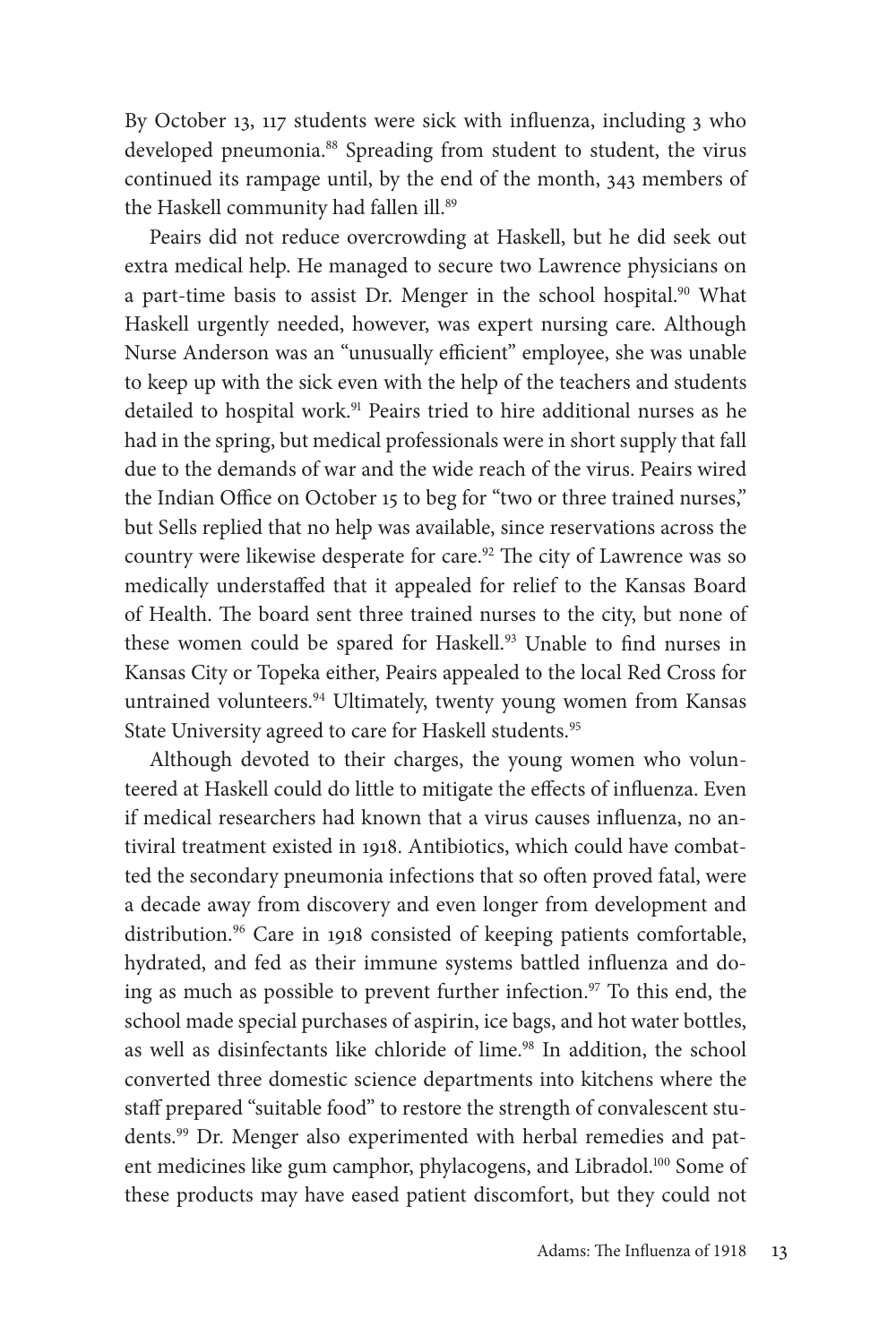By October 13, 117 students were sick with influenza, including 3 who developed pneumonia.[88] Spreading from student to student, the virus continued its rampage until, by the end of the month, 343 members of the Haskell community had fallen ill.[89]

Peairs did not reduce overcrowding at Haskell, but he did seek out extra medical help. He managed to secure two Lawrence physicians on a part-time basis to assist Dr. Menger in the school hospital.[90] What Haskell urgently needed, however, was expert nursing care. Although Nurse Anderson was an "unusually efficient" employee, she was unable to keep up with the sick even with the help of the teachers and students detailed to hospital work.[91] Peairs tried to hire additional nurses as he had in the spring, but medical professionals were in short supply that fall due to the demands of war and the wide reach of the virus. Peairs wired the Indian Office on October 15 to beg for "two or three trained nurses," but Sells replied that no help was available, since reservations across the country were likewise desperate for care.[92] The city of Lawrence was so medically understaffed that it appealed for relief to the Kansas Board of Health. The board sent three trained nurses to the city, but none of these women could be spared for Haskell.[93] Unable to find nurses in Kansas City or Topeka either, Peairs appealed to the local Red Cross for untrained volunteers.[94] Ultimately, twenty young women from Kansas State University agreed to care for Haskell students.[95]

Although devoted to their charges, the young women who volunteered at Haskell could do little to mitigate the effects of influenza. Even if medical researchers had known that a virus causes influenza, no antiviral treatment existed in 1918. Antibiotics, which could have combatted the secondary pneumonia infections that so often proved fatal, were a decade away from discovery and even longer from development and distribution.[96] Care in 1918 consisted of keeping patients comfortable, hydrated, and fed as their immune systems battled influenza and doing as much as possible to prevent further infection.[97] To this end, the school made special purchases of aspirin, ice bags, and hot water bottles, as well as disinfectants like chloride of lime.[98] In addition, the school converted three domestic science departments into kitchens where the staff prepared "suitable food" to restore the strength of convalescent students.[99] Dr. Menger also experimented with herbal remedies and patent medicines like gum camphor, phylacogens, and Libradol.[100] Some of these products may have eased patient discomfort, but they could not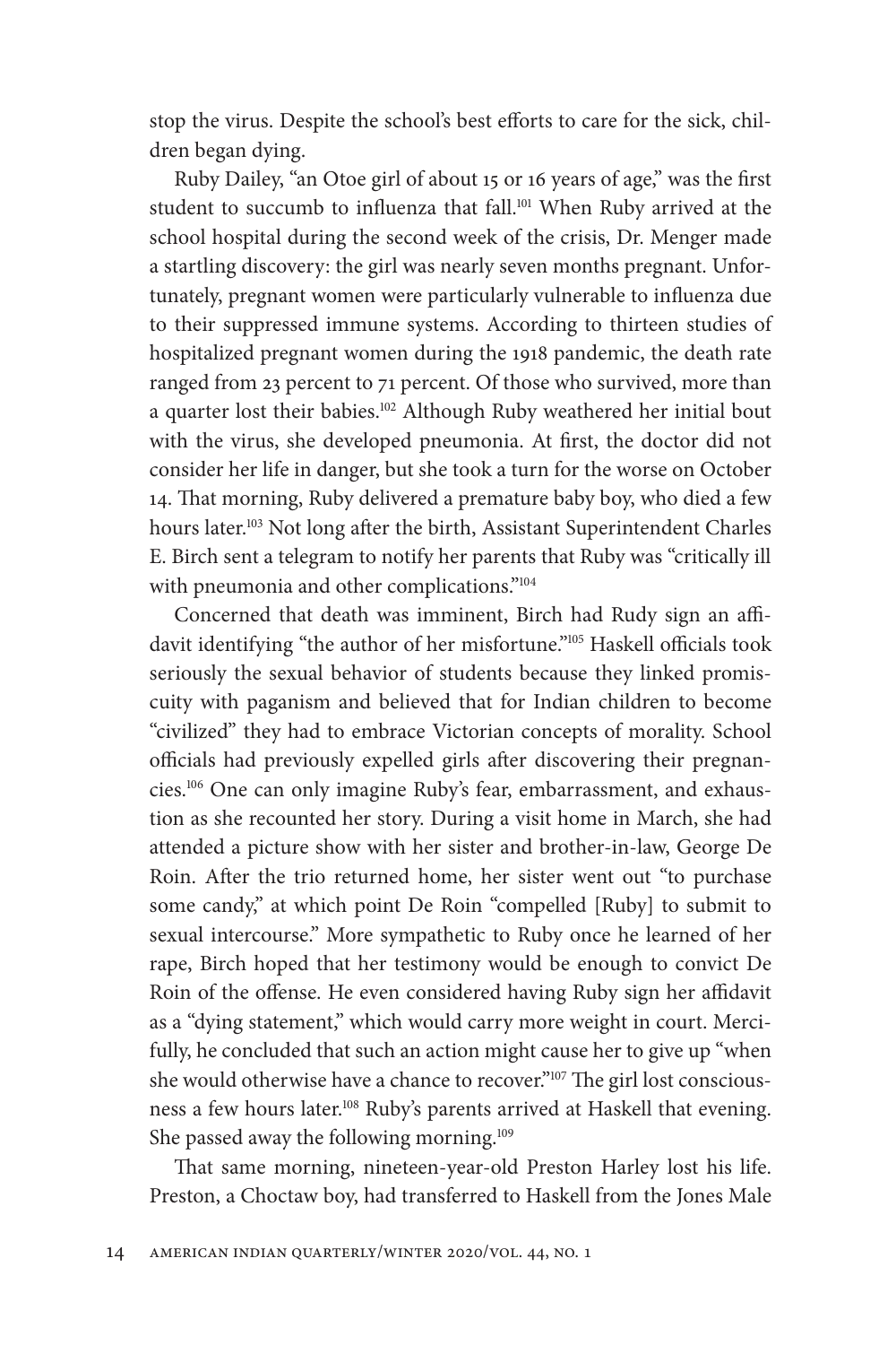stop the virus. Despite the school's best efforts to care for the sick, children began dying.

Ruby Dailey, "an Otoe girl of about 15 or 16 years of age," was the first student to succumb to influenza that fall.[101] When Ruby arrived at the school hospital during the second week of the crisis, Dr. Menger made a startling discovery: the girl was nearly seven months pregnant. Unfortunately, pregnant women were particularly vulnerable to influenza due to their suppressed immune systems. According to thirteen studies of hospitalized pregnant women during the 1918 pandemic, the death rate ranged from 23 percent to 71 percent. Of those who survived, more than a quarter lost their babies.[102] Although Ruby weathered her initial bout with the virus, she developed pneumonia. At first, the doctor did not consider her life in danger, but she took a turn for the worse on October 14. That morning, Ruby delivered a premature baby boy, who died a few hours later.[103] Not long after the birth, Assistant Superintendent Charles E. Birch sent a telegram to notify her parents that Ruby was "critically ill with pneumonia and other complications."[104]

Concerned that death was imminent, Birch had Rudy sign an affidavit identifying "the author of her misfortune."[105] Haskell officials took seriously the sexual behavior of students because they linked promiscuity with paganism and believed that for Indian children to become "civilized" they had to embrace Victorian concepts of morality. School officials had previously expelled girls after discovering their pregnancies.[106] One can only imagine Ruby's fear, embarrassment, and exhaustion as she recounted her story. During a visit home in March, she had attended a picture show with her sister and brother-in-law, George De Roin. After the trio returned home, her sister went out "to purchase some candy," at which point De Roin "compelled [Ruby] to submit to sexual intercourse." More sympathetic to Ruby once he learned of her rape, Birch hoped that her testimony would be enough to convict De Roin of the offense. He even considered having Ruby sign her affidavit as a "dying statement," which would carry more weight in court. Mercifully, he concluded that such an action might cause her to give up "when she would otherwise have a chance to recover."[107] The girl lost consciousness a few hours later.[108] Ruby's parents arrived at Haskell that evening. She passed away the following morning.[109]

That same morning, nineteen-year-old Preston Harley lost his life. Preston, a Choctaw boy, had transferred to Haskell from the Jones Male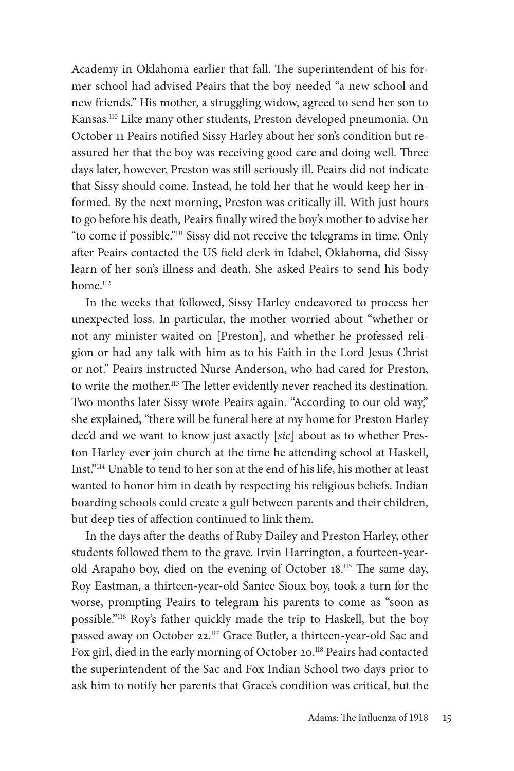Academy in Oklahoma earlier that fall. The superintendent of his former school had advised Peairs that the boy needed "a new school and new friends." His mother, a struggling widow, agreed to send her son to Kansas.[110] Like many other students, Preston developed pneumonia. On October 11 Peairs notified Sissy Harley about her son's condition but reassured her that the boy was receiving good care and doing well. Three days later, however, Preston was still seriously ill. Peairs did not indicate that Sissy should come. Instead, he told her that he would keep her informed. By the next morning, Preston was critically ill. With just hours to go before his death, Peairs finally wired the boy's mother to advise her "to come if possible."[111] Sissy did not receive the telegrams in time. Only after Peairs contacted the US field clerk in Idabel, Oklahoma, did Sissy learn of her son's illness and death. She asked Peairs to send his body home.[112]

In the weeks that followed, Sissy Harley endeavored to process her unexpected loss. In particular, the mother worried about "whether or not any minister waited on [Preston], and whether he professed religion or had any talk with him as to his Faith in the Lord Jesus Christ or not." Peairs instructed Nurse Anderson, who had cared for Preston, to write the mother.[113] The letter evidently never reached its destination. Two months later Sissy wrote Peairs again. "According to our old way," she explained, "there will be funeral here at my home for Preston Harley dec'd and we want to know just axactly [*sic*] about as to whether Preston Harley ever join church at the time he attending school at Haskell, Inst."[114] Unable to tend to her son at the end of his life, his mother at least wanted to honor him in death by respecting his religious beliefs. Indian boarding schools could create a gulf between parents and their children, but deep ties of affection continued to link them.

In the days after the deaths of Ruby Dailey and Preston Harley, other students followed them to the grave. Irvin Harrington, a fourteen-year-old Arapaho boy, died on the evening of October 18.[115] The same day, Roy Eastman, a thirteen-year-old Santee Sioux boy, took a turn for the worse, prompting Peairs to telegram his parents to come as "soon as possible."[116] Roy's father quickly made the trip to Haskell, but the boy passed away on October 22.[117] Grace Butler, a thirteen-year-old Sac and Fox girl, died in the early morning of October 20.[118] Peairs had contacted the superintendent of the Sac and Fox Indian School two days prior to ask him to notify her parents that Grace's condition was critical, but the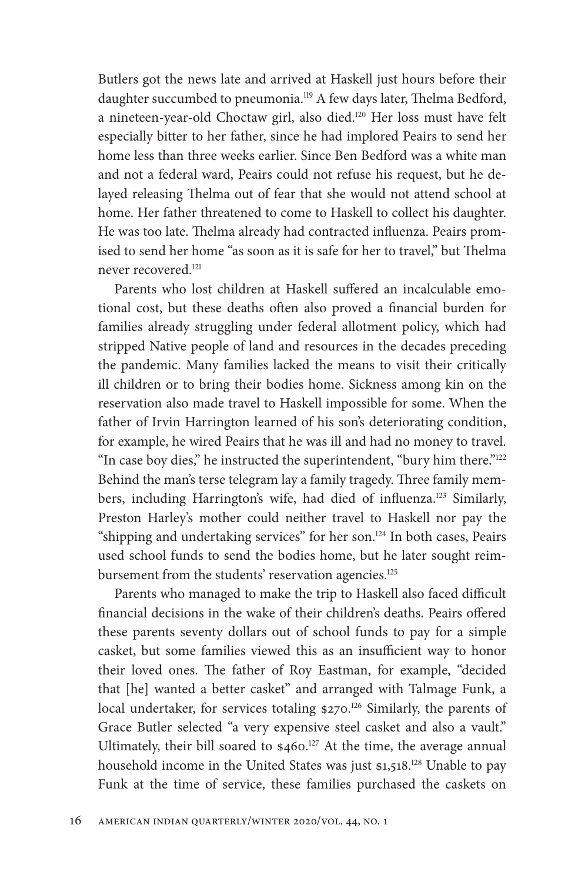Butlers got the news late and arrived at Haskell just hours before their daughter succumbed to pneumonia.[119] A few days later, Thelma Bedford, a nineteen-year-old Choctaw girl, also died.[120] Her loss must have felt especially bitter to her father, since he had implored Peairs to send her home less than three weeks earlier. Since Ben Bedford was a white man and not a federal ward, Peairs could not refuse his request, but he delayed releasing Thelma out of fear that she would not attend school at home. Her father threatened to come to Haskell to collect his daughter. He was too late. Thelma already had contracted influenza. Peairs promised to send her home "as soon as it is safe for her to travel," but Thelma never recovered.[121]

Parents who lost children at Haskell suffered an incalculable emotional cost, but these deaths often also proved a financial burden for families already struggling under federal allotment policy, which had stripped Native people of land and resources in the decades preceding the pandemic. Many families lacked the means to visit their critically ill children or to bring their bodies home. Sickness among kin on the reservation also made travel to Haskell impossible for some. When the father of Irvin Harrington learned of his son's deteriorating condition, for example, he wired Peairs that he was ill and had no money to travel. "In case boy dies," he instructed the superintendent, "bury him there."[122] Behind the man's terse telegram lay a family tragedy. Three family members, including Harrington's wife, had died of influenza.[123] Similarly, Preston Harley's mother could neither travel to Haskell nor pay the "shipping and undertaking services" for her son.[124] In both cases, Peairs used school funds to send the bodies home, but he later sought reimbursement from the students' reservation agencies.[125]

Parents who managed to make the trip to Haskell also faced difficult financial decisions in the wake of their children's deaths. Peairs offered these parents seventy dollars out of school funds to pay for a simple casket, but some families viewed this as an insufficient way to honor their loved ones. The father of Roy Eastman, for example, "decided that [he] wanted a better casket" and arranged with Talmage Funk, a local undertaker, for services totaling $270.[126] Similarly, the parents of Grace Butler selected "a very expensive steel casket and also a vault." Ultimately, their bill soared to $460.[127] At the time, the average annual household income in the United States was just $1,518.[128] Unable to pay Funk at the time of service, these families purchased the caskets on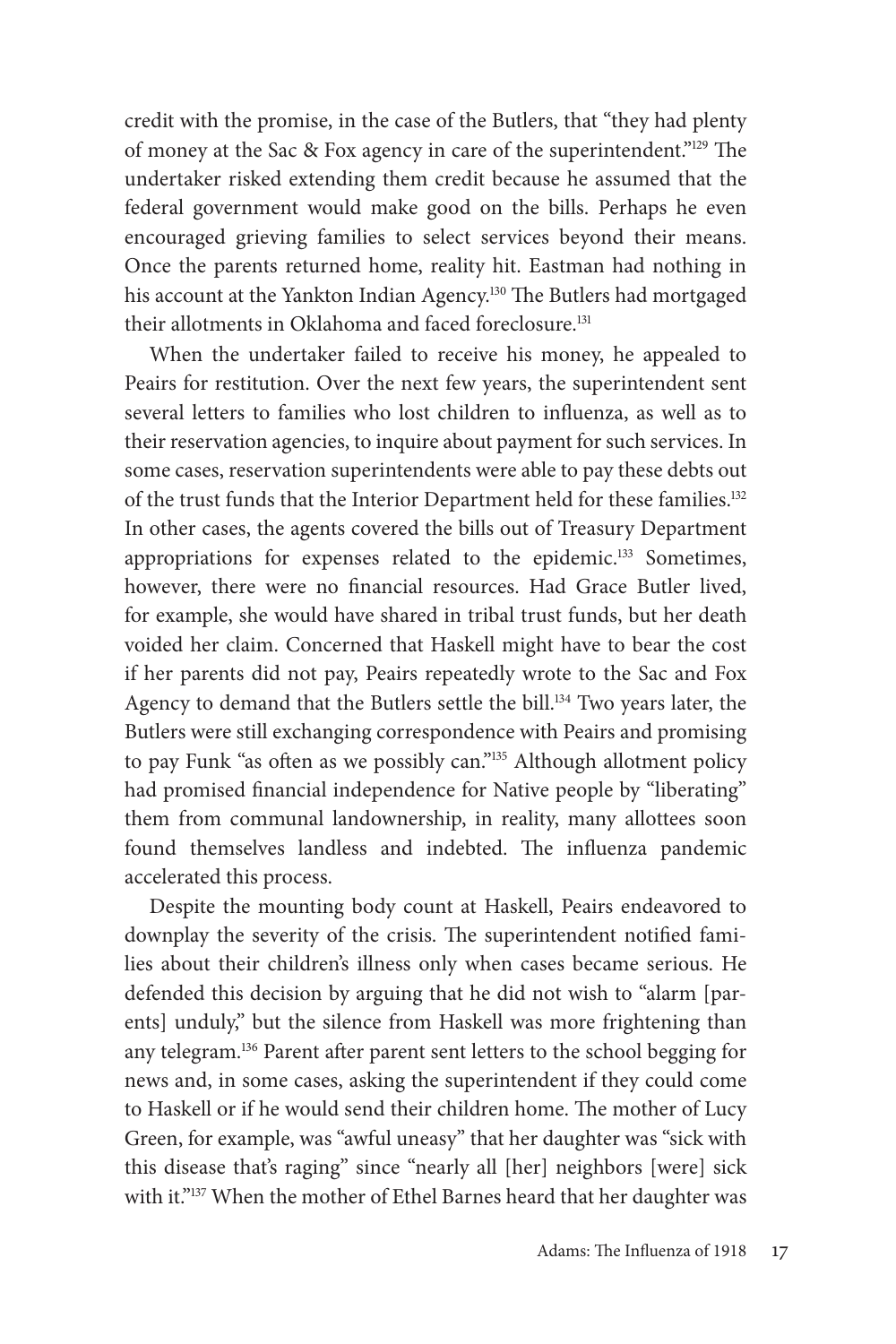credit with the promise, in the case of the Butlers, that "they had plenty of money at the Sac & Fox agency in care of the superintendent."[129] The undertaker risked extending them credit because he assumed that the federal government would make good on the bills. Perhaps he even encouraged grieving families to select services beyond their means. Once the parents returned home, reality hit. Eastman had nothing in his account at the Yankton Indian Agency.[130] The Butlers had mortgaged their allotments in Oklahoma and faced foreclosure.[131]

When the undertaker failed to receive his money, he appealed to Peairs for restitution. Over the next few years, the superintendent sent several letters to families who lost children to influenza, as well as to their reservation agencies, to inquire about payment for such services. In some cases, reservation superintendents were able to pay these debts out of the trust funds that the Interior Department held for these families.[132] In other cases, the agents covered the bills out of Treasury Department appropriations for expenses related to the epidemic.[133] Sometimes, however, there were no financial resources. Had Grace Butler lived, for example, she would have shared in tribal trust funds, but her death voided her claim. Concerned that Haskell might have to bear the cost if her parents did not pay, Peairs repeatedly wrote to the Sac and Fox Agency to demand that the Butlers settle the bill.[134] Two years later, the Butlers were still exchanging correspondence with Peairs and promising to pay Funk "as often as we possibly can."[135] Although allotment policy had promised financial independence for Native people by "liberating" them from communal landownership, in reality, many allottees soon found themselves landless and indebted. The influenza pandemic accelerated this process.

Despite the mounting body count at Haskell, Peairs endeavored to downplay the severity of the crisis. The superintendent notified families about their children's illness only when cases became serious. He defended this decision by arguing that he did not wish to "alarm [parents] unduly," but the silence from Haskell was more frightening than any telegram.[136] Parent after parent sent letters to the school begging for news and, in some cases, asking the superintendent if they could come to Haskell or if he would send their children home. The mother of Lucy Green, for example, was "awful uneasy" that her daughter was "sick with this disease that's raging" since "nearly all [her] neighbors [were] sick with it."[137] When the mother of Ethel Barnes heard that her daughter was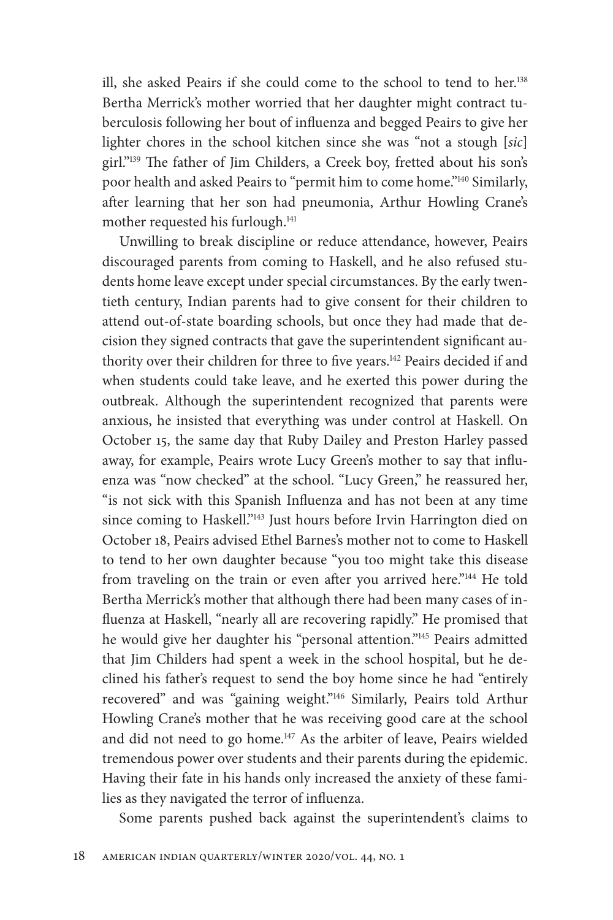ill, she asked Peairs if she could come to the school to tend to her.[138] Bertha Merrick's mother worried that her daughter might contract tuberculosis following her bout of influenza and begged Peairs to give her lighter chores in the school kitchen since she was "not a stough [*sic*] girl."[139] The father of Jim Childers, a Creek boy, fretted about his son's poor health and asked Peairs to "permit him to come home."[140] Similarly, after learning that her son had pneumonia, Arthur Howling Crane's mother requested his furlough.[141]

Unwilling to break discipline or reduce attendance, however, Peairs discouraged parents from coming to Haskell, and he also refused students home leave except under special circumstances. By the early twentieth century, Indian parents had to give consent for their children to attend out-of-state boarding schools, but once they had made that decision they signed contracts that gave the superintendent significant authority over their children for three to five years.[142] Peairs decided if and when students could take leave, and he exerted this power during the outbreak. Although the superintendent recognized that parents were anxious, he insisted that everything was under control at Haskell. On October 15, the same day that Ruby Dailey and Preston Harley passed away, for example, Peairs wrote Lucy Green's mother to say that influenza was "now checked" at the school. "Lucy Green," he reassured her, "is not sick with this Spanish Influenza and has not been at any time since coming to Haskell."[143] Just hours before Irvin Harrington died on October 18, Peairs advised Ethel Barnes's mother not to come to Haskell to tend to her own daughter because "you too might take this disease from traveling on the train or even after you arrived here."[144] He told Bertha Merrick's mother that although there had been many cases of influenza at Haskell, "nearly all are recovering rapidly." He promised that he would give her daughter his "personal attention."[145] Peairs admitted that Jim Childers had spent a week in the school hospital, but he declined his father's request to send the boy home since he had "entirely recovered" and was "gaining weight."[146] Similarly, Peairs told Arthur Howling Crane's mother that he was receiving good care at the school and did not need to go home.[147] As the arbiter of leave, Peairs wielded tremendous power over students and their parents during the epidemic. Having their fate in his hands only increased the anxiety of these families as they navigated the terror of influenza.

Some parents pushed back against the superintendent's claims to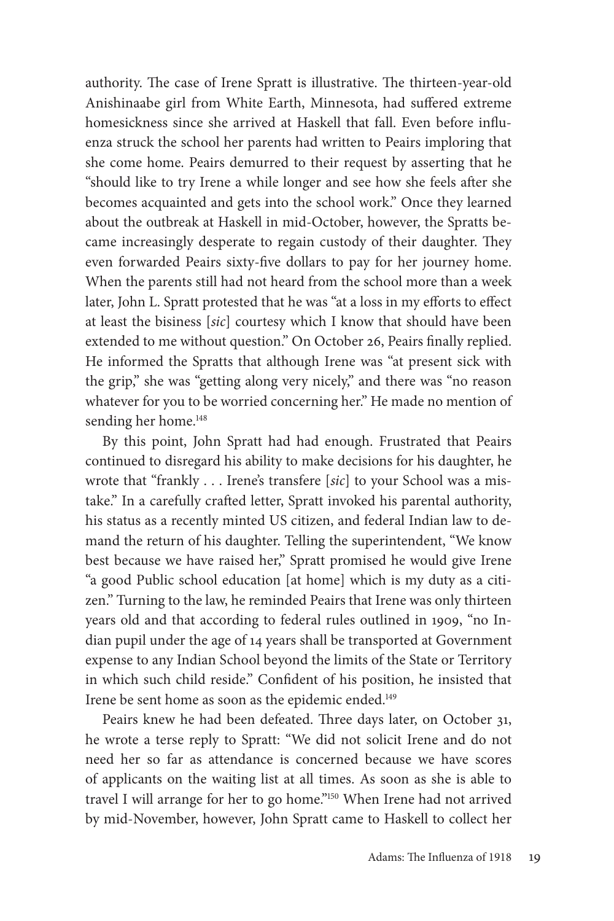authority. The case of Irene Spratt is illustrative. The thirteen-year-old Anishinaabe girl from White Earth, Minnesota, had suffered extreme homesickness since she arrived at Haskell that fall. Even before influenza struck the school her parents had written to Peairs imploring that she come home. Peairs demurred to their request by asserting that he "should like to try Irene a while longer and see how she feels after she becomes acquainted and gets into the school work." Once they learned about the outbreak at Haskell in mid-October, however, the Spratts became increasingly desperate to regain custody of their daughter. They even forwarded Peairs sixty-five dollars to pay for her journey home. When the parents still had not heard from the school more than a week later, John L. Spratt protested that he was "at a loss in my efforts to effect at least the bisiness [*sic*] courtesy which I know that should have been extended to me without question." On October 26, Peairs finally replied. He informed the Spratts that although Irene was "at present sick with the grip," she was "getting along very nicely," and there was "no reason whatever for you to be worried concerning her." He made no mention of sending her home.[148]

By this point, John Spratt had had enough. Frustrated that Peairs continued to disregard his ability to make decisions for his daughter, he wrote that "frankly . . . Irene's transfere [*sic*] to your School was a mistake." In a carefully crafted letter, Spratt invoked his parental authority, his status as a recently minted US citizen, and federal Indian law to demand the return of his daughter. Telling the superintendent, "We know best because we have raised her," Spratt promised he would give Irene "a good Public school education [at home] which is my duty as a citizen." Turning to the law, he reminded Peairs that Irene was only thirteen years old and that according to federal rules outlined in 1909, "no Indian pupil under the age of 14 years shall be transported at Government expense to any Indian School beyond the limits of the State or Territory in which such child reside." Confident of his position, he insisted that Irene be sent home as soon as the epidemic ended.[149]

Peairs knew he had been defeated. Three days later, on October 31, he wrote a terse reply to Spratt: "We did not solicit Irene and do not need her so far as attendance is concerned because we have scores of applicants on the waiting list at all times. As soon as she is able to travel I will arrange for her to go home."[150] When Irene had not arrived by mid-November, however, John Spratt came to Haskell to collect her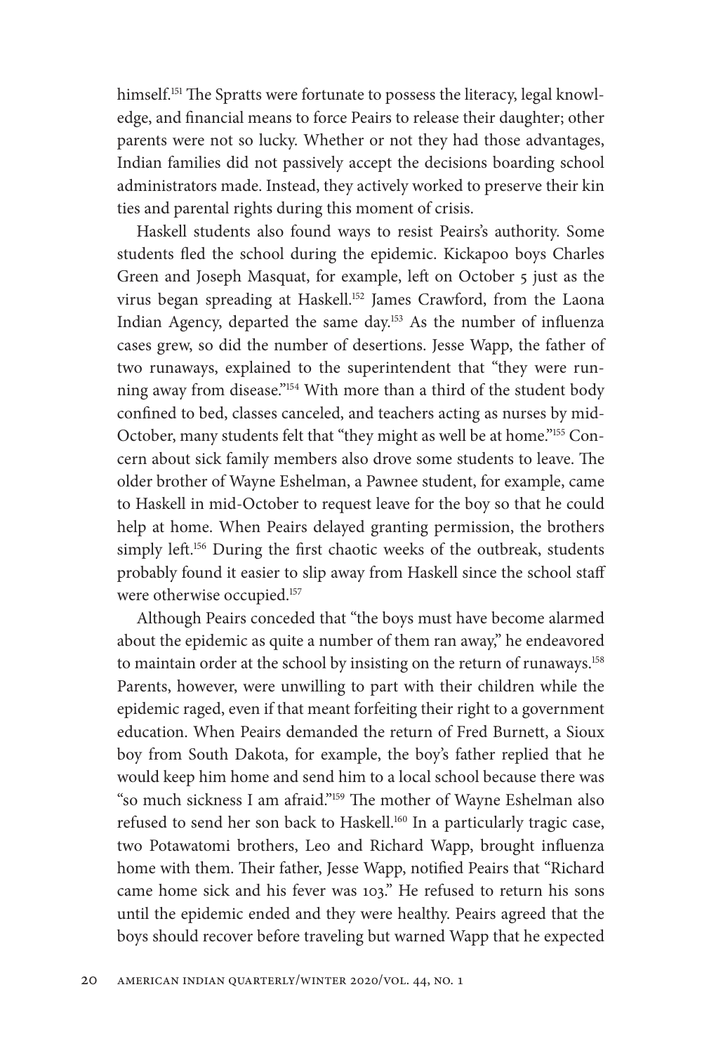himself.[151] The Spratts were fortunate to possess the literacy, legal knowledge, and financial means to force Peairs to release their daughter; other parents were not so lucky. Whether or not they had those advantages, Indian families did not passively accept the decisions boarding school administrators made. Instead, they actively worked to preserve their kin ties and parental rights during this moment of crisis.

Haskell students also found ways to resist Peairs's authority. Some students fled the school during the epidemic. Kickapoo boys Charles Green and Joseph Masquat, for example, left on October 5 just as the virus began spreading at Haskell.[152] James Crawford, from the Laona Indian Agency, departed the same day.[153] As the number of influenza cases grew, so did the number of desertions. Jesse Wapp, the father of two runaways, explained to the superintendent that "they were running away from disease."[154] With more than a third of the student body confined to bed, classes canceled, and teachers acting as nurses by mid-October, many students felt that "they might as well be at home."[155] Concern about sick family members also drove some students to leave. The older brother of Wayne Eshelman, a Pawnee student, for example, came to Haskell in mid-October to request leave for the boy so that he could help at home. When Peairs delayed granting permission, the brothers simply left.[156] During the first chaotic weeks of the outbreak, students probably found it easier to slip away from Haskell since the school staff were otherwise occupied.[157]

Although Peairs conceded that "the boys must have become alarmed about the epidemic as quite a number of them ran away," he endeavored to maintain order at the school by insisting on the return of runaways.[158] Parents, however, were unwilling to part with their children while the epidemic raged, even if that meant forfeiting their right to a government education. When Peairs demanded the return of Fred Burnett, a Sioux boy from South Dakota, for example, the boy's father replied that he would keep him home and send him to a local school because there was "so much sickness I am afraid."[159] The mother of Wayne Eshelman also refused to send her son back to Haskell.[160] In a particularly tragic case, two Potawatomi brothers, Leo and Richard Wapp, brought influenza home with them. Their father, Jesse Wapp, notified Peairs that "Richard came home sick and his fever was 103." He refused to return his sons until the epidemic ended and they were healthy. Peairs agreed that the boys should recover before traveling but warned Wapp that he expected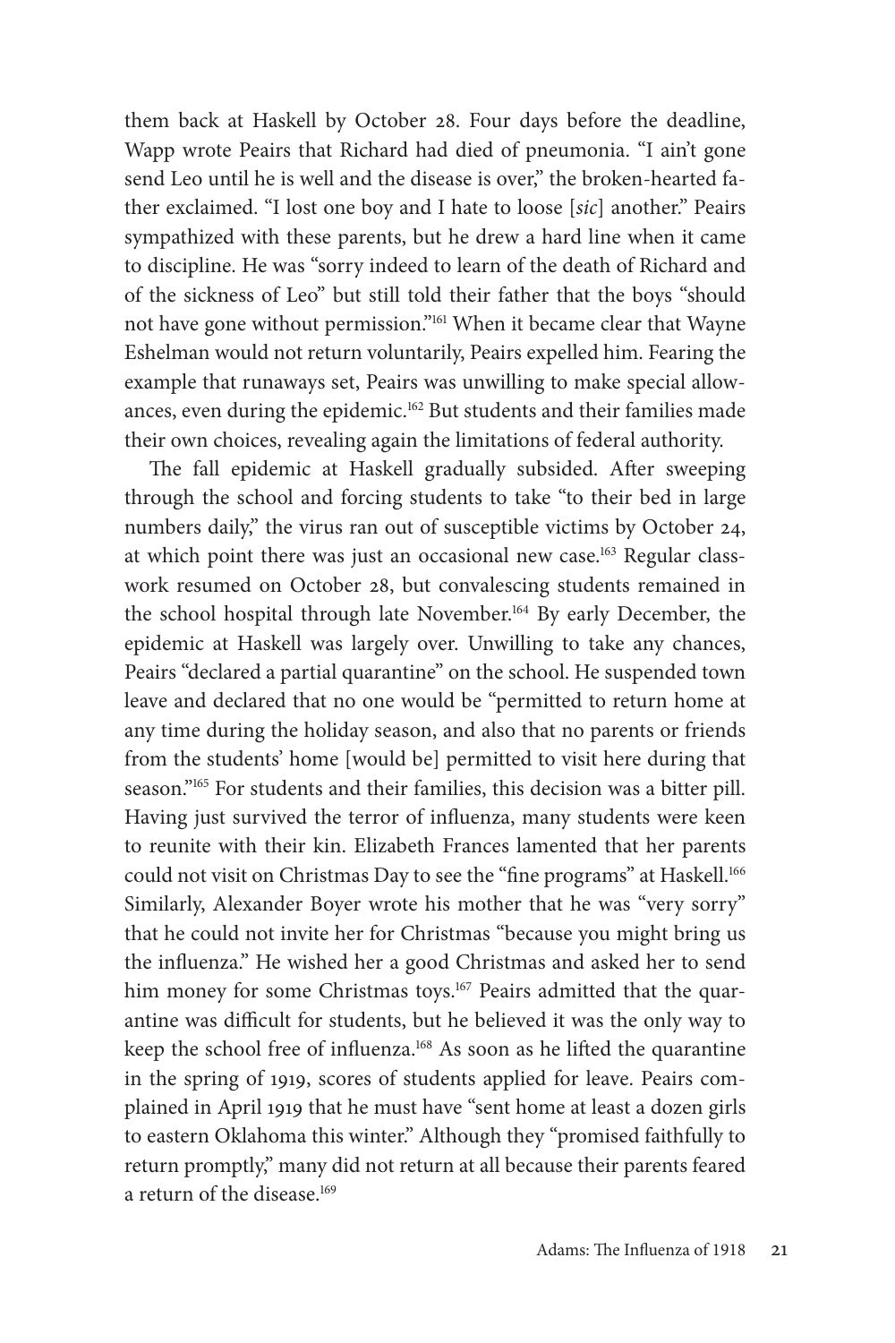them back at Haskell by October 28. Four days before the deadline, Wapp wrote Peairs that Richard had died of pneumonia. "I ain't gone send Leo until he is well and the disease is over," the broken-hearted father exclaimed. "I lost one boy and I hate to loose [*sic*] another." Peairs sympathized with these parents, but he drew a hard line when it came to discipline. He was "sorry indeed to learn of the death of Richard and of the sickness of Leo" but still told their father that the boys "should not have gone without permission."[161] When it became clear that Wayne Eshelman would not return voluntarily, Peairs expelled him. Fearing the example that runaways set, Peairs was unwilling to make special allowances, even during the epidemic.[162] But students and their families made their own choices, revealing again the limitations of federal authority.

The fall epidemic at Haskell gradually subsided. After sweeping through the school and forcing students to take "to their bed in large numbers daily," the virus ran out of susceptible victims by October 24, at which point there was just an occasional new case.[163] Regular classwork resumed on October 28, but convalescing students remained in the school hospital through late November.[164] By early December, the epidemic at Haskell was largely over. Unwilling to take any chances, Peairs "declared a partial quarantine" on the school. He suspended town leave and declared that no one would be "permitted to return home at any time during the holiday season, and also that no parents or friends from the students' home [would be] permitted to visit here during that season."[165] For students and their families, this decision was a bitter pill. Having just survived the terror of influenza, many students were keen to reunite with their kin. Elizabeth Frances lamented that her parents could not visit on Christmas Day to see the "fine programs" at Haskell.[166] Similarly, Alexander Boyer wrote his mother that he was "very sorry" that he could not invite her for Christmas "because you might bring us the influenza." He wished her a good Christmas and asked her to send him money for some Christmas toys.[167] Peairs admitted that the quarantine was difficult for students, but he believed it was the only way to keep the school free of influenza.[168] As soon as he lifted the quarantine in the spring of 1919, scores of students applied for leave. Peairs complained in April 1919 that he must have "sent home at least a dozen girls to eastern Oklahoma this winter." Although they "promised faithfully to return promptly," many did not return at all because their parents feared a return of the disease.[169]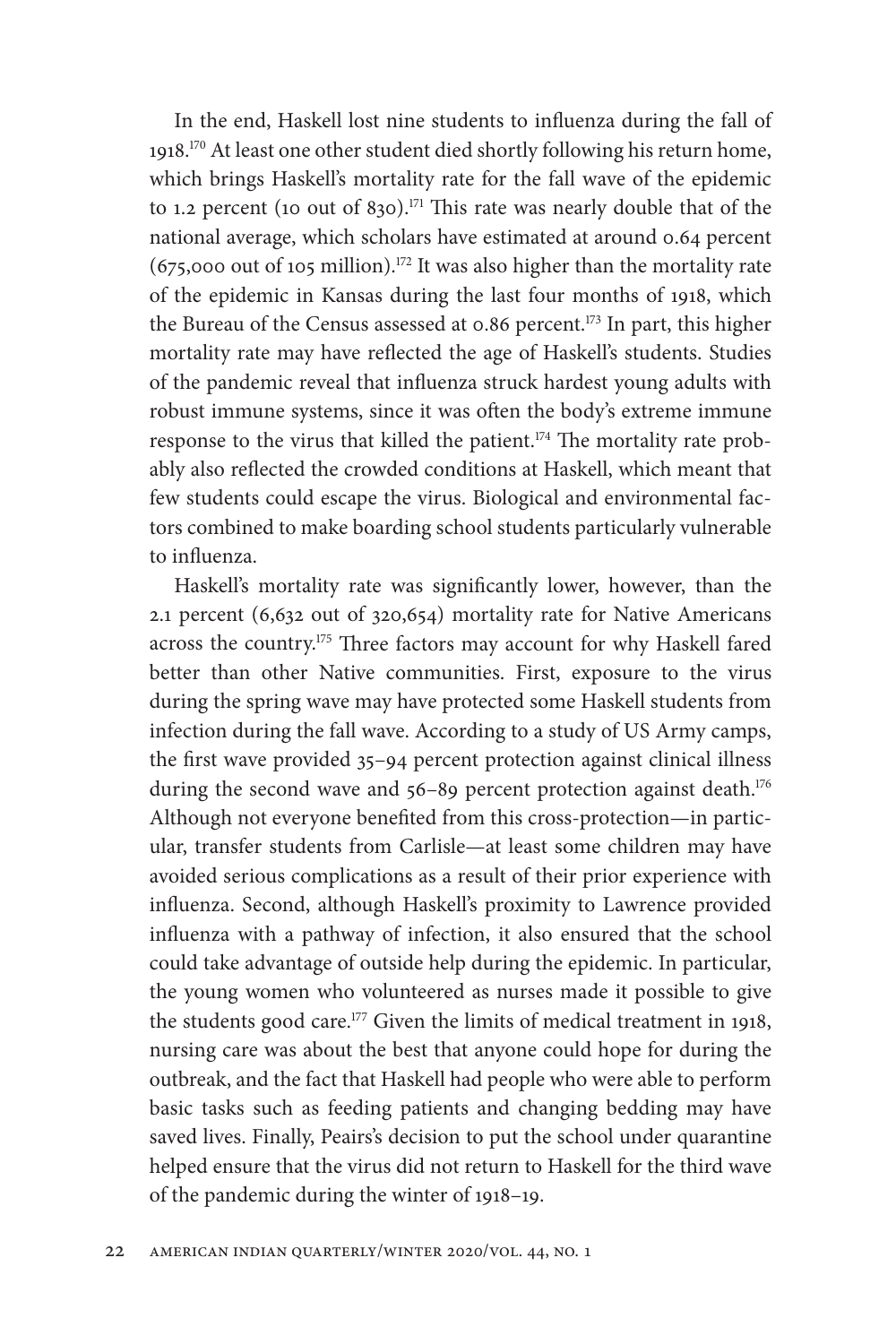In the end, Haskell lost nine students to influenza during the fall of 1918.[170] At least one other student died shortly following his return home, which brings Haskell's mortality rate for the fall wave of the epidemic to 1.2 percent (10 out of 830).[171] This rate was nearly double that of the national average, which scholars have estimated at around 0.64 percent (675,000 out of 105 million).[172] It was also higher than the mortality rate of the epidemic in Kansas during the last four months of 1918, which the Bureau of the Census assessed at 0.86 percent.[173] In part, this higher mortality rate may have reflected the age of Haskell's students. Studies of the pandemic reveal that influenza struck hardest young adults with robust immune systems, since it was often the body's extreme immune response to the virus that killed the patient.[174] The mortality rate probably also reflected the crowded conditions at Haskell, which meant that few students could escape the virus. Biological and environmental factors combined to make boarding school students particularly vulnerable to influenza.

Haskell's mortality rate was significantly lower, however, than the 2.1 percent (6,632 out of 320,654) mortality rate for Native Americans across the country.[175] Three factors may account for why Haskell fared better than other Native communities. First, exposure to the virus during the spring wave may have protected some Haskell students from infection during the fall wave. According to a study of US Army camps, the first wave provided 35–94 percent protection against clinical illness during the second wave and 56–89 percent protection against death.[176] Although not everyone benefited from this cross-protection—in particular, transfer students from Carlisle—at least some children may have avoided serious complications as a result of their prior experience with influenza. Second, although Haskell's proximity to Lawrence provided influenza with a pathway of infection, it also ensured that the school could take advantage of outside help during the epidemic. In particular, the young women who volunteered as nurses made it possible to give the students good care.[177] Given the limits of medical treatment in 1918, nursing care was about the best that anyone could hope for during the outbreak, and the fact that Haskell had people who were able to perform basic tasks such as feeding patients and changing bedding may have saved lives. Finally, Peairs's decision to put the school under quarantine helped ensure that the virus did not return to Haskell for the third wave of the pandemic during the winter of 1918–19.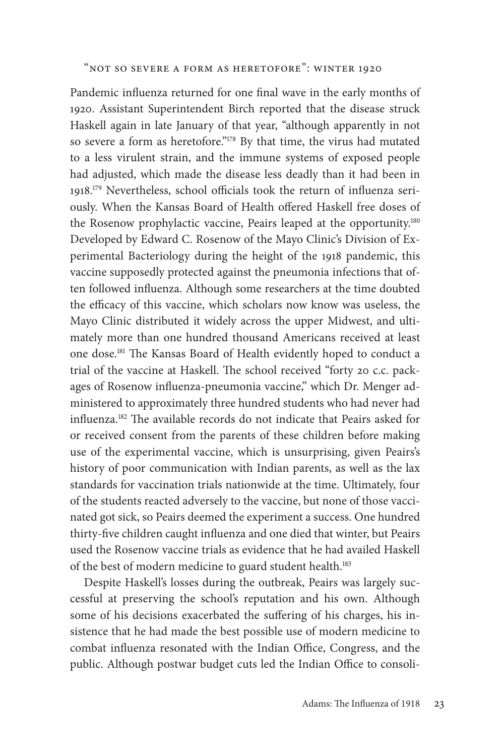## "Not So Severe a Form as Heretofore": Winter 1920

Pandemic influenza returned for one final wave in the early months of 1920. Assistant Superintendent Birch reported that the disease struck Haskell again in late January of that year, "although apparently in not so severe a form as heretofore."[178] By that time, the virus had mutated to a less virulent strain, and the immune systems of exposed people had adjusted, which made the disease less deadly than it had been in 1918.[179] Nevertheless, school officials took the return of influenza seriously. When the Kansas Board of Health offered Haskell free doses of the Rosenow prophylactic vaccine, Peairs leaped at the opportunity.[180] Developed by Edward C. Rosenow of the Mayo Clinic's Division of Experimental Bacteriology during the height of the 1918 pandemic, this vaccine supposedly protected against the pneumonia infections that often followed influenza. Although some researchers at the time doubted the efficacy of this vaccine, which scholars now know was useless, the Mayo Clinic distributed it widely across the upper Midwest, and ultimately more than one hundred thousand Americans received at least one dose.[181] The Kansas Board of Health evidently hoped to conduct a trial of the vaccine at Haskell. The school received "forty 20 c.c. packages of Rosenow influenza-pneumonia vaccine," which Dr. Menger administered to approximately three hundred students who had never had influenza.[182] The available records do not indicate that Peairs asked for or received consent from the parents of these children before making use of the experimental vaccine, which is unsurprising, given Peairs's history of poor communication with Indian parents, as well as the lax standards for vaccination trials nationwide at the time. Ultimately, four of the students reacted adversely to the vaccine, but none of those vaccinated got sick, so Peairs deemed the experiment a success. One hundred thirty-five children caught influenza and one died that winter, but Peairs used the Rosenow vaccine trials as evidence that he had availed Haskell of the best of modern medicine to guard student health.[183]

Despite Haskell's losses during the outbreak, Peairs was largely successful at preserving the school's reputation and his own. Although some of his decisions exacerbated the suffering of his charges, his insistence that he had made the best possible use of modern medicine to combat influenza resonated with the Indian Office, Congress, and the public. Although postwar budget cuts led the Indian Office to consoli-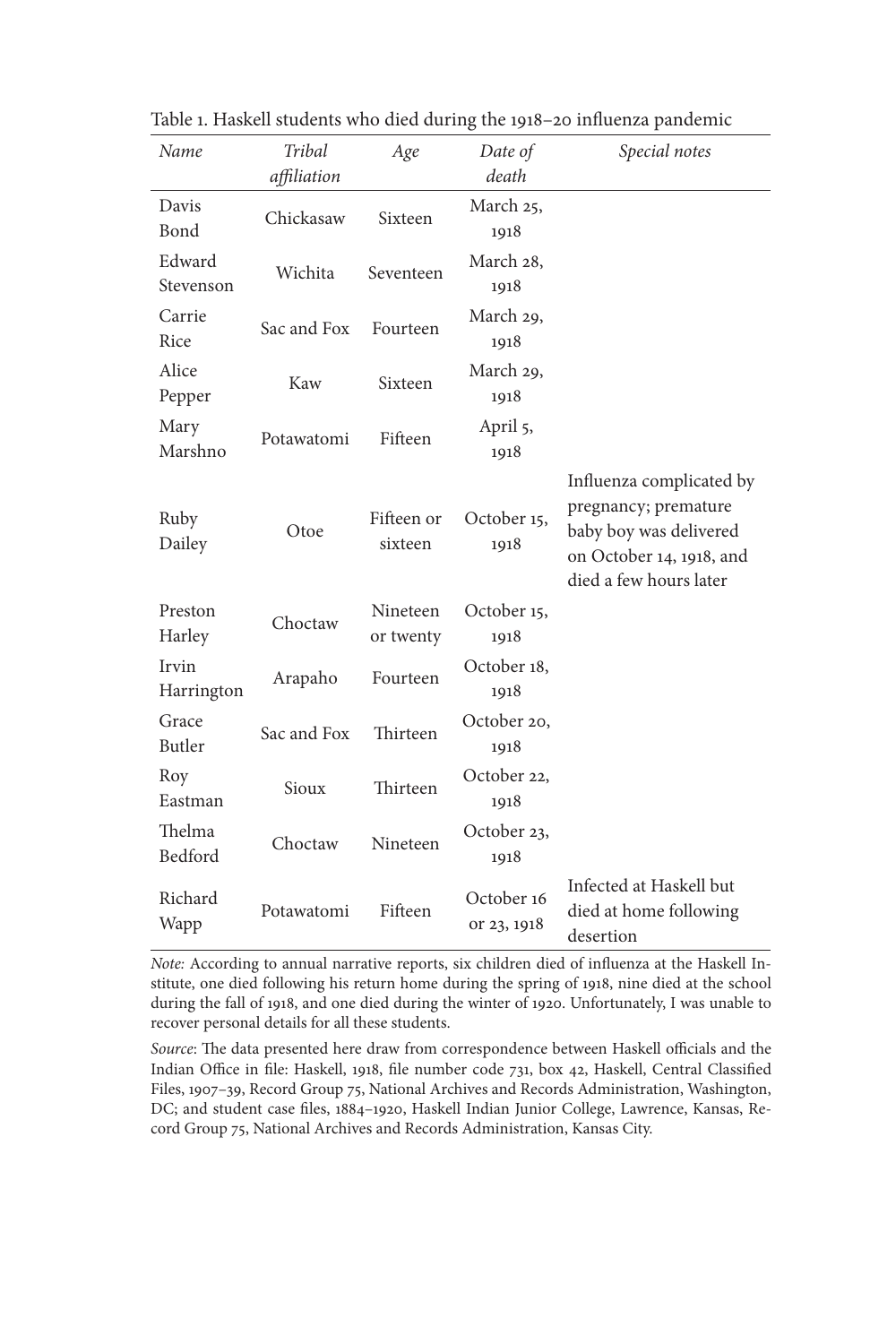Table 1. Haskell students who died during the 1918–20 influenza pandemic

| *Name* | *Tribal affiliation* | *Age* | *Date of death* | *Special notes* |
|---|---|---|---|---|
| Davis Bond | Chickasaw | Sixteen | March 25, 1918 | |
| Edward Stevenson | Wichita | Seventeen | March 28, 1918 | |
| Carrie Rice | Sac and Fox | Fourteen | March 29, 1918 | |
| Alice Pepper | Kaw | Sixteen | March 29, 1918 | |
| Mary Marshno | Potawatomi | Fifteen | April 5, 1918 | |
| Ruby Dailey | Otoe | Fifteen or sixteen | October 15, 1918 | Influenza complicated by pregnancy; premature baby boy was delivered on October 14, 1918, and died a few hours later |
| Preston Harley | Choctaw | Nineteen or twenty | October 15, 1918 | |
| Irvin Harrington | Arapaho | Fourteen | October 18, 1918 | |
| Grace Butler | Sac and Fox | Thirteen | October 20, 1918 | |
| Roy Eastman | Sioux | Thirteen | October 22, 1918 | |
| Thelma Bedford | Choctaw | Nineteen | October 23, 1918 | |
| Richard Wapp | Potawatomi | Fifteen | October 16 or 23, 1918 | Infected at Haskell but died at home following desertion |

*Note:* According to annual narrative reports, six children died of influenza at the Haskell Institute, one died following his return home during the spring of 1918, nine died at the school during the fall of 1918, and one died during the winter of 1920. Unfortunately, I was unable to recover personal details for all these students.

*Source*: The data presented here draw from correspondence between Haskell officials and the Indian Office in file: Haskell, 1918, file number code 731, box 42, Haskell, Central Classified Files, 1907–39, Record Group 75, National Archives and Records Administration, Washington, DC; and student case files, 1884–1920, Haskell Indian Junior College, Lawrence, Kansas, Record Group 75, National Archives and Records Administration, Kansas City.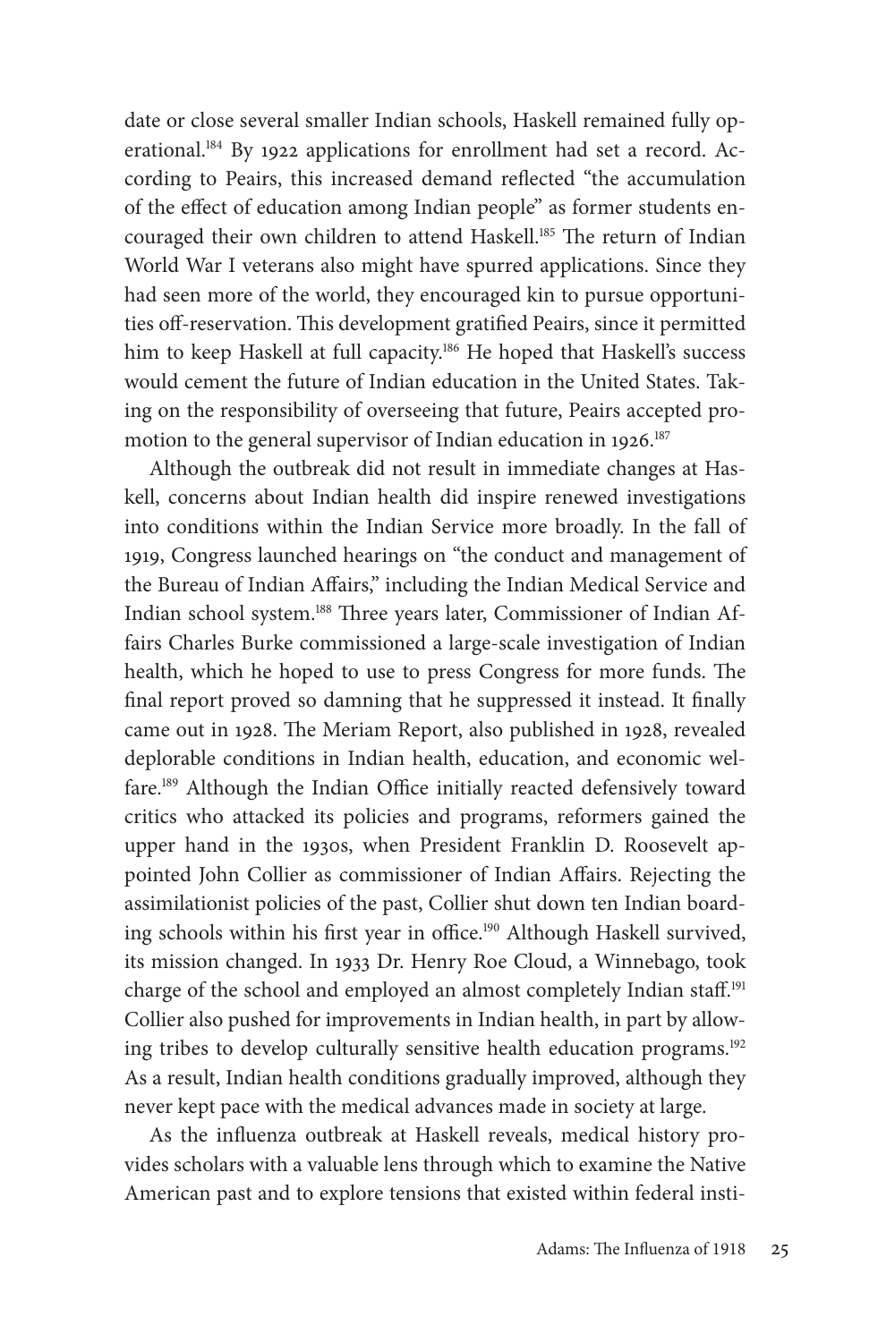date or close several smaller Indian schools, Haskell remained fully operational.[184] By 1922 applications for enrollment had set a record. According to Peairs, this increased demand reflected "the accumulation of the effect of education among Indian people" as former students encouraged their own children to attend Haskell.[185] The return of Indian World War I veterans also might have spurred applications. Since they had seen more of the world, they encouraged kin to pursue opportunities off-reservation. This development gratified Peairs, since it permitted him to keep Haskell at full capacity.[186] He hoped that Haskell's success would cement the future of Indian education in the United States. Taking on the responsibility of overseeing that future, Peairs accepted promotion to the general supervisor of Indian education in 1926.[187]

Although the outbreak did not result in immediate changes at Haskell, concerns about Indian health did inspire renewed investigations into conditions within the Indian Service more broadly. In the fall of 1919, Congress launched hearings on "the conduct and management of the Bureau of Indian Affairs," including the Indian Medical Service and Indian school system.[188] Three years later, Commissioner of Indian Affairs Charles Burke commissioned a large-scale investigation of Indian health, which he hoped to use to press Congress for more funds. The final report proved so damning that he suppressed it instead. It finally came out in 1928. The Meriam Report, also published in 1928, revealed deplorable conditions in Indian health, education, and economic welfare.[189] Although the Indian Office initially reacted defensively toward critics who attacked its policies and programs, reformers gained the upper hand in the 1930s, when President Franklin D. Roosevelt appointed John Collier as commissioner of Indian Affairs. Rejecting the assimilationist policies of the past, Collier shut down ten Indian boarding schools within his first year in office.[190] Although Haskell survived, its mission changed. In 1933 Dr. Henry Roe Cloud, a Winnebago, took charge of the school and employed an almost completely Indian staff.[191] Collier also pushed for improvements in Indian health, in part by allowing tribes to develop culturally sensitive health education programs.[192] As a result, Indian health conditions gradually improved, although they never kept pace with the medical advances made in society at large.

As the influenza outbreak at Haskell reveals, medical history provides scholars with a valuable lens through which to examine the Native American past and to explore tensions that existed within federal insti-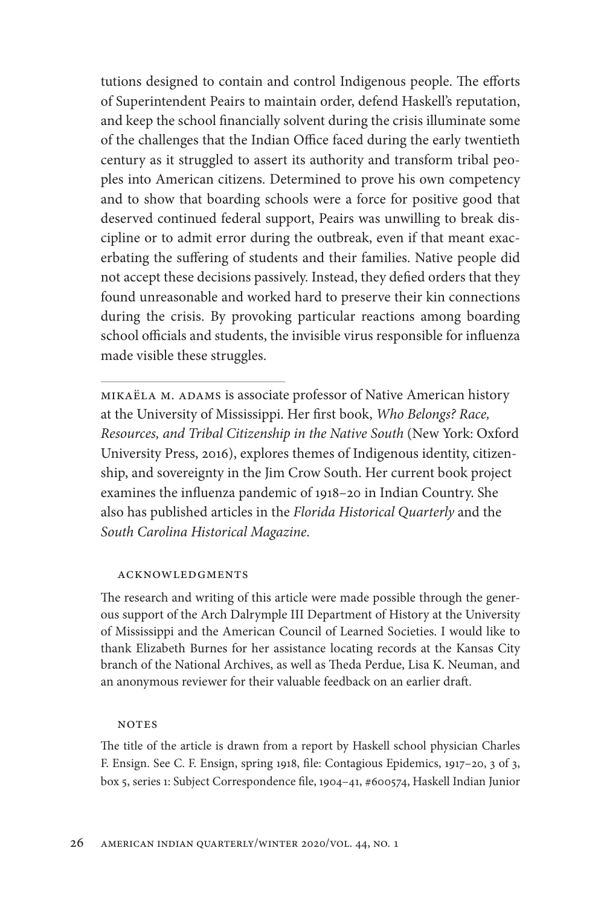tutions designed to contain and control Indigenous people. The efforts of Superintendent Peairs to maintain order, defend Haskell's reputation, and keep the school financially solvent during the crisis illuminate some of the challenges that the Indian Office faced during the early twentieth century as it struggled to assert its authority and transform tribal peoples into American citizens. Determined to prove his own competency and to show that boarding schools were a force for positive good that deserved continued federal support, Peairs was unwilling to break discipline or to admit error during the outbreak, even if that meant exacerbating the suffering of students and their families. Native people did not accept these decisions passively. Instead, they defied orders that they found unreasonable and worked hard to preserve their kin connections during the crisis. By provoking particular reactions among boarding school officials and students, the invisible virus responsible for influenza made visible these struggles.

---

MIKAËLA M. ADAMS is associate professor of Native American history at the University of Mississippi. Her first book, *Who Belongs? Race, Resources, and Tribal Citizenship in the Native South* (New York: Oxford University Press, 2016), explores themes of Indigenous identity, citizenship, and sovereignty in the Jim Crow South. Her current book project examines the influenza pandemic of 1918–20 in Indian Country. She also has published articles in the *Florida Historical Quarterly* and the *South Carolina Historical Magazine*.

### ACKNOWLEDGMENTS

The research and writing of this article were made possible through the generous support of the Arch Dalrymple III Department of History at the University of Mississippi and the American Council of Learned Societies. I would like to thank Elizabeth Burnes for her assistance locating records at the Kansas City branch of the National Archives, as well as Theda Perdue, Lisa K. Neuman, and an anonymous reviewer for their valuable feedback on an earlier draft.

### NOTES

The title of the article is drawn from a report by Haskell school physician Charles F. Ensign. See C. F. Ensign, spring 1918, file: Contagious Epidemics, 1917–20, 3 of 3, box 5, series 1: Subject Correspondence file, 1904–41, #600574, Haskell Indian Junior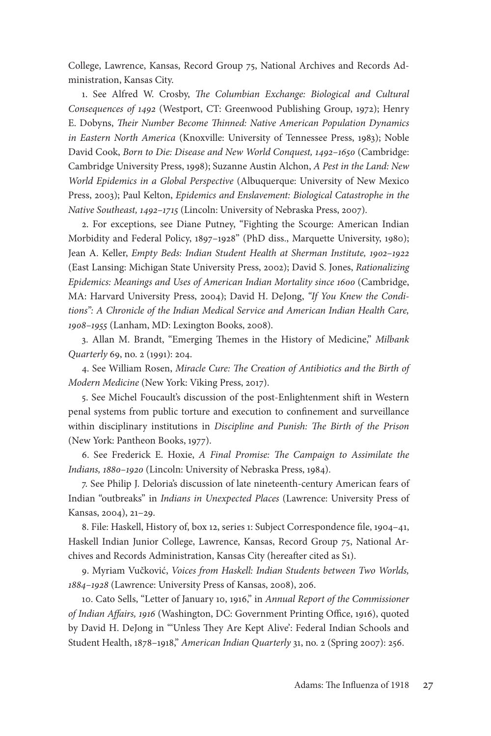College, Lawrence, Kansas, Record Group 75, National Archives and Records Administration, Kansas City.

1. See Alfred W. Crosby, *The Columbian Exchange: Biological and Cultural Consequences of 1492* (Westport, CT: Greenwood Publishing Group, 1972); Henry E. Dobyns, *Their Number Become Thinned: Native American Population Dynamics in Eastern North America* (Knoxville: University of Tennessee Press, 1983); Noble David Cook, *Born to Die: Disease and New World Conquest, 1492–1650* (Cambridge: Cambridge University Press, 1998); Suzanne Austin Alchon, *A Pest in the Land: New World Epidemics in a Global Perspective* (Albuquerque: University of New Mexico Press, 2003); Paul Kelton, *Epidemics and Enslavement: Biological Catastrophe in the Native Southeast, 1492–1715* (Lincoln: University of Nebraska Press, 2007).

2. For exceptions, see Diane Putney, "Fighting the Scourge: American Indian Morbidity and Federal Policy, 1897–1928" (PhD diss., Marquette University, 1980); Jean A. Keller, *Empty Beds: Indian Student Health at Sherman Institute, 1902–1922* (East Lansing: Michigan State University Press, 2002); David S. Jones, *Rationalizing Epidemics: Meanings and Uses of American Indian Mortality since 1600* (Cambridge, MA: Harvard University Press, 2004); David H. DeJong, *"If You Knew the Conditions": A Chronicle of the Indian Medical Service and American Indian Health Care, 1908–1955* (Lanham, MD: Lexington Books, 2008).

3. Allan M. Brandt, "Emerging Themes in the History of Medicine," *Milbank Quarterly* 69, no. 2 (1991): 204.

4. See William Rosen, *Miracle Cure: The Creation of Antibiotics and the Birth of Modern Medicine* (New York: Viking Press, 2017).

5. See Michel Foucault's discussion of the post-Enlightenment shift in Western penal systems from public torture and execution to confinement and surveillance within disciplinary institutions in *Discipline and Punish: The Birth of the Prison* (New York: Pantheon Books, 1977).

6. See Frederick E. Hoxie, *A Final Promise: The Campaign to Assimilate the Indians, 1880–1920* (Lincoln: University of Nebraska Press, 1984).

7. See Philip J. Deloria's discussion of late nineteenth-century American fears of Indian "outbreaks" in *Indians in Unexpected Places* (Lawrence: University Press of Kansas, 2004), 21–29.

8. File: Haskell, History of, box 12, series 1: Subject Correspondence file, 1904–41, Haskell Indian Junior College, Lawrence, Kansas, Record Group 75, National Archives and Records Administration, Kansas City (hereafter cited as S1).

9. Myriam Vučković, *Voices from Haskell: Indian Students between Two Worlds, 1884–1928* (Lawrence: University Press of Kansas, 2008), 206.

10. Cato Sells, "Letter of January 10, 1916," in *Annual Report of the Commissioner of Indian Affairs, 1916* (Washington, DC: Government Printing Office, 1916), quoted by David H. DeJong in "'Unless They Are Kept Alive': Federal Indian Schools and Student Health, 1878–1918," *American Indian Quarterly* 31, no. 2 (Spring 2007): 256.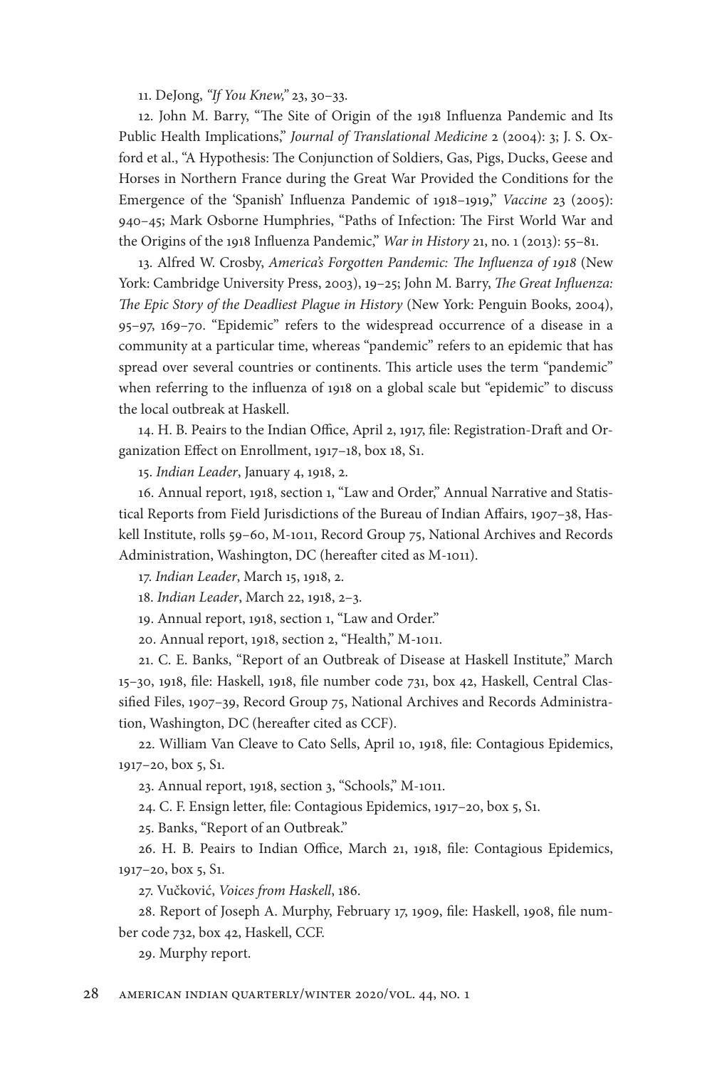11. DeJong, *"If You Knew,"* 23, 30–33.

12. John M. Barry, "The Site of Origin of the 1918 Influenza Pandemic and Its Public Health Implications," *Journal of Translational Medicine* 2 (2004): 3; J. S. Oxford et al., "A Hypothesis: The Conjunction of Soldiers, Gas, Pigs, Ducks, Geese and Horses in Northern France during the Great War Provided the Conditions for the Emergence of the 'Spanish' Influenza Pandemic of 1918–1919," *Vaccine* 23 (2005): 940–45; Mark Osborne Humphries, "Paths of Infection: The First World War and the Origins of the 1918 Influenza Pandemic," *War in History* 21, no. 1 (2013): 55–81.

13. Alfred W. Crosby, *America's Forgotten Pandemic: The Influenza of 1918* (New York: Cambridge University Press, 2003), 19–25; John M. Barry, *The Great Influenza: The Epic Story of the Deadliest Plague in History* (New York: Penguin Books, 2004), 95–97, 169–70. "Epidemic" refers to the widespread occurrence of a disease in a community at a particular time, whereas "pandemic" refers to an epidemic that has spread over several countries or continents. This article uses the term "pandemic" when referring to the influenza of 1918 on a global scale but "epidemic" to discuss the local outbreak at Haskell.

14. H. B. Peairs to the Indian Office, April 2, 1917, file: Registration-Draft and Organization Effect on Enrollment, 1917–18, box 18, S1.

15. *Indian Leader*, January 4, 1918, 2.

16. Annual report, 1918, section 1, "Law and Order," Annual Narrative and Statistical Reports from Field Jurisdictions of the Bureau of Indian Affairs, 1907–38, Haskell Institute, rolls 59–60, M-1011, Record Group 75, National Archives and Records Administration, Washington, DC (hereafter cited as M-1011).

17. *Indian Leader*, March 15, 1918, 2.

18. *Indian Leader*, March 22, 1918, 2–3.

19. Annual report, 1918, section 1, "Law and Order."

20. Annual report, 1918, section 2, "Health," M-1011.

21. C. E. Banks, "Report of an Outbreak of Disease at Haskell Institute," March 15–30, 1918, file: Haskell, 1918, file number code 731, box 42, Haskell, Central Classified Files, 1907–39, Record Group 75, National Archives and Records Administration, Washington, DC (hereafter cited as CCF).

22. William Van Cleave to Cato Sells, April 10, 1918, file: Contagious Epidemics, 1917–20, box 5, S1.

23. Annual report, 1918, section 3, "Schools," M-1011.

24. C. F. Ensign letter, file: Contagious Epidemics, 1917–20, box 5, S1.

25. Banks, "Report of an Outbreak."

26. H. B. Peairs to Indian Office, March 21, 1918, file: Contagious Epidemics, 1917–20, box 5, S1.

27. Vučković, *Voices from Haskell*, 186.

28. Report of Joseph A. Murphy, February 17, 1909, file: Haskell, 1908, file number code 732, box 42, Haskell, CCF.

29. Murphy report.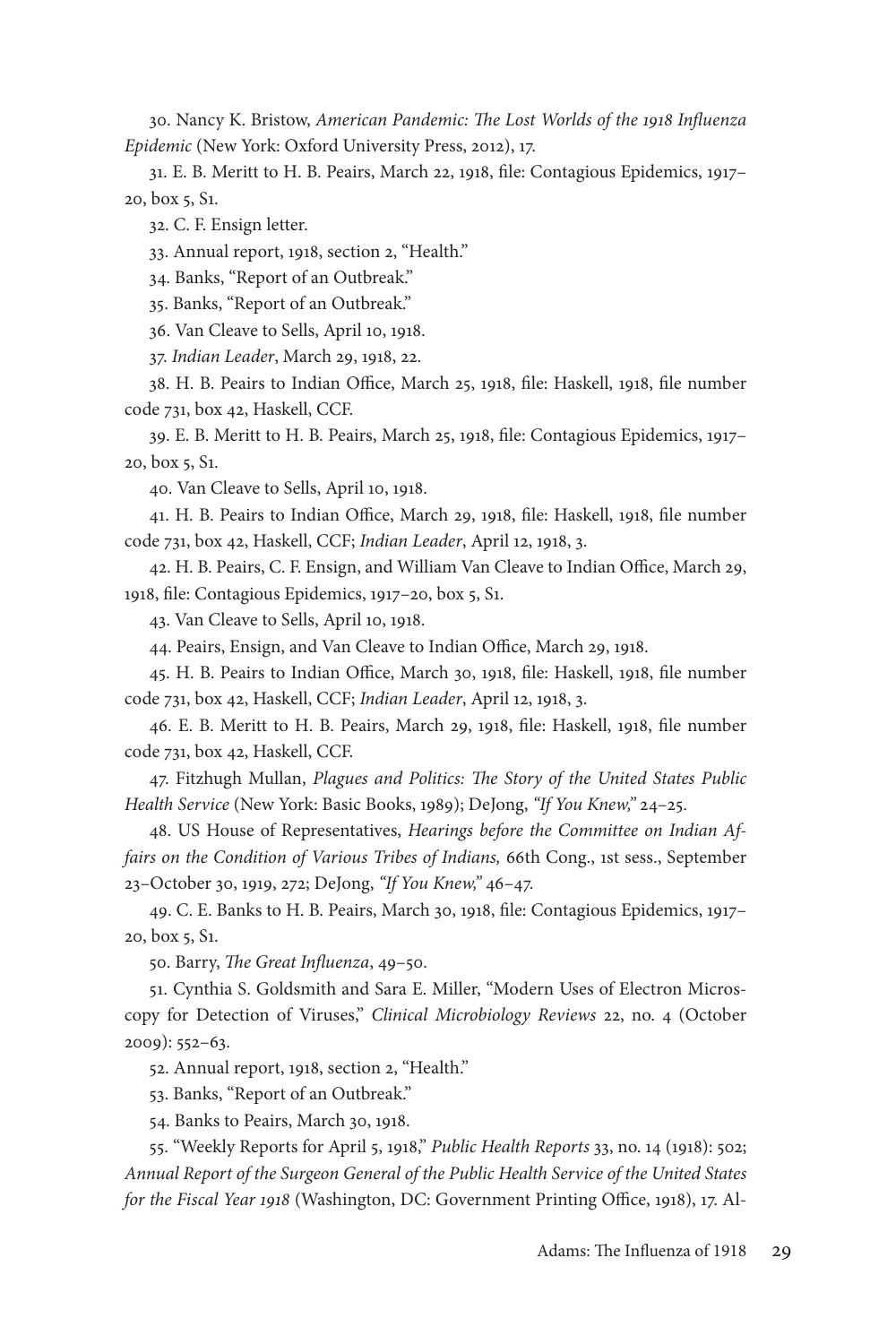30. Nancy K. Bristow, *American Pandemic: The Lost Worlds of the 1918 Influenza Epidemic* (New York: Oxford University Press, 2012), 17.

31. E. B. Meritt to H. B. Peairs, March 22, 1918, file: Contagious Epidemics, 1917–20, box 5, S1.

32. C. F. Ensign letter.

33. Annual report, 1918, section 2, "Health."

34. Banks, "Report of an Outbreak."

35. Banks, "Report of an Outbreak."

36. Van Cleave to Sells, April 10, 1918.

37. *Indian Leader*, March 29, 1918, 22.

38. H. B. Peairs to Indian Office, March 25, 1918, file: Haskell, 1918, file number code 731, box 42, Haskell, CCF.

39. E. B. Meritt to H. B. Peairs, March 25, 1918, file: Contagious Epidemics, 1917–20, box 5, S1.

40. Van Cleave to Sells, April 10, 1918.

41. H. B. Peairs to Indian Office, March 29, 1918, file: Haskell, 1918, file number code 731, box 42, Haskell, CCF; *Indian Leader*, April 12, 1918, 3.

42. H. B. Peairs, C. F. Ensign, and William Van Cleave to Indian Office, March 29, 1918, file: Contagious Epidemics, 1917–20, box 5, S1.

43. Van Cleave to Sells, April 10, 1918.

44. Peairs, Ensign, and Van Cleave to Indian Office, March 29, 1918.

45. H. B. Peairs to Indian Office, March 30, 1918, file: Haskell, 1918, file number code 731, box 42, Haskell, CCF; *Indian Leader*, April 12, 1918, 3.

46. E. B. Meritt to H. B. Peairs, March 29, 1918, file: Haskell, 1918, file number code 731, box 42, Haskell, CCF.

47. Fitzhugh Mullan, *Plagues and Politics: The Story of the United States Public Health Service* (New York: Basic Books, 1989); DeJong, *"If You Knew,"* 24–25.

48. US House of Representatives, *Hearings before the Committee on Indian Affairs on the Condition of Various Tribes of Indians,* 66th Cong., 1st sess., September 23–October 30, 1919, 272; DeJong, *"If You Knew,"* 46–47.

49. C. E. Banks to H. B. Peairs, March 30, 1918, file: Contagious Epidemics, 1917–20, box 5, S1.

50. Barry, *The Great Influenza*, 49–50.

51. Cynthia S. Goldsmith and Sara E. Miller, "Modern Uses of Electron Microscopy for Detection of Viruses," *Clinical Microbiology Reviews* 22, no. 4 (October 2009): 552–63.

52. Annual report, 1918, section 2, "Health."

53. Banks, "Report of an Outbreak."

54. Banks to Peairs, March 30, 1918.

55. "Weekly Reports for April 5, 1918," *Public Health Reports* 33, no. 14 (1918): 502; *Annual Report of the Surgeon General of the Public Health Service of the United States for the Fiscal Year 1918* (Washington, DC: Government Printing Office, 1918), 17. Al-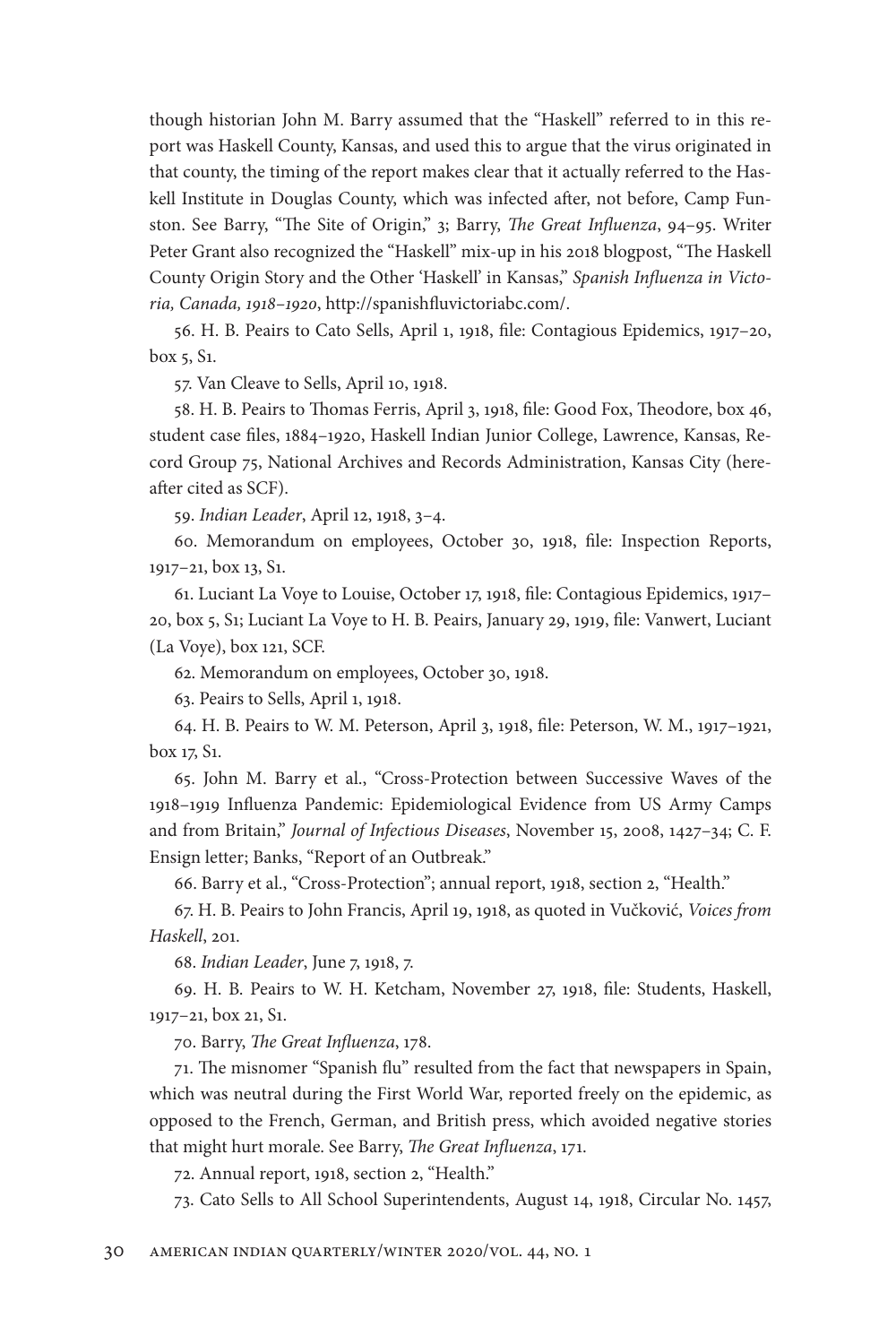though historian John M. Barry assumed that the "Haskell" referred to in this report was Haskell County, Kansas, and used this to argue that the virus originated in that county, the timing of the report makes clear that it actually referred to the Haskell Institute in Douglas County, which was infected after, not before, Camp Funston. See Barry, "The Site of Origin," 3; Barry, *The Great Influenza*, 94–95. Writer Peter Grant also recognized the "Haskell" mix-up in his 2018 blogpost, "The Haskell County Origin Story and the Other 'Haskell' in Kansas," *Spanish Influenza in Victoria, Canada, 1918–1920*, http://spanishfluvictoriabc.com/.

56. H. B. Peairs to Cato Sells, April 1, 1918, file: Contagious Epidemics, 1917–20, box 5, S1.

57. Van Cleave to Sells, April 10, 1918.

58. H. B. Peairs to Thomas Ferris, April 3, 1918, file: Good Fox, Theodore, box 46, student case files, 1884–1920, Haskell Indian Junior College, Lawrence, Kansas, Record Group 75, National Archives and Records Administration, Kansas City (hereafter cited as SCF).

59. *Indian Leader*, April 12, 1918, 3–4.

60. Memorandum on employees, October 30, 1918, file: Inspection Reports, 1917–21, box 13, S1.

61. Luciant La Voye to Louise, October 17, 1918, file: Contagious Epidemics, 1917–20, box 5, S1; Luciant La Voye to H. B. Peairs, January 29, 1919, file: Vanwert, Luciant (La Voye), box 121, SCF.

62. Memorandum on employees, October 30, 1918.

63. Peairs to Sells, April 1, 1918.

64. H. B. Peairs to W. M. Peterson, April 3, 1918, file: Peterson, W. M., 1917–1921, box 17, S1.

65. John M. Barry et al., "Cross-Protection between Successive Waves of the 1918–1919 Influenza Pandemic: Epidemiological Evidence from US Army Camps and from Britain," *Journal of Infectious Diseases*, November 15, 2008, 1427–34; C. F. Ensign letter; Banks, "Report of an Outbreak."

66. Barry et al., "Cross-Protection"; annual report, 1918, section 2, "Health."

67. H. B. Peairs to John Francis, April 19, 1918, as quoted in Vučković, *Voices from Haskell*, 201.

68. *Indian Leader*, June 7, 1918, 7.

69. H. B. Peairs to W. H. Ketcham, November 27, 1918, file: Students, Haskell, 1917–21, box 21, S1.

70. Barry, *The Great Influenza*, 178.

71. The misnomer "Spanish flu" resulted from the fact that newspapers in Spain, which was neutral during the First World War, reported freely on the epidemic, as opposed to the French, German, and British press, which avoided negative stories that might hurt morale. See Barry, *The Great Influenza*, 171.

72. Annual report, 1918, section 2, "Health."

73. Cato Sells to All School Superintendents, August 14, 1918, Circular No. 1457,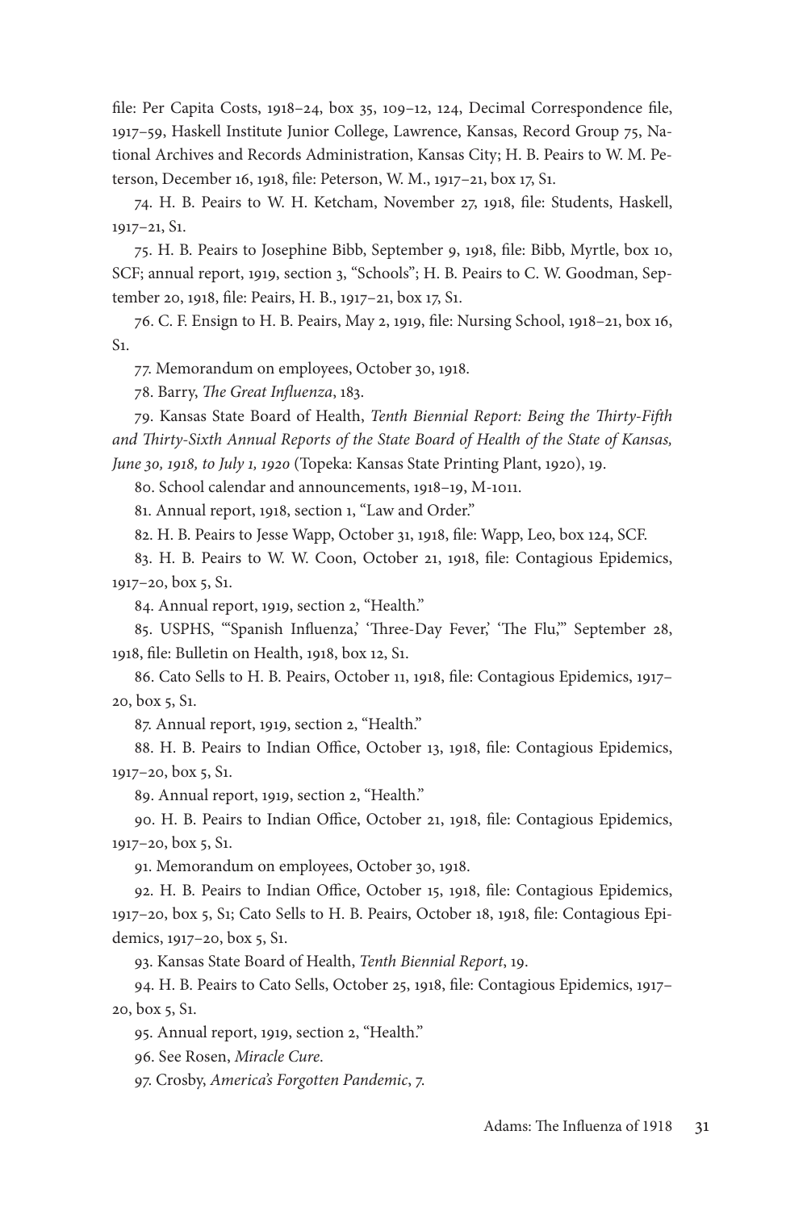file: Per Capita Costs, 1918–24, box 35, 109–12, 124, Decimal Correspondence file, 1917–59, Haskell Institute Junior College, Lawrence, Kansas, Record Group 75, National Archives and Records Administration, Kansas City; H. B. Peairs to W. M. Peterson, December 16, 1918, file: Peterson, W. M., 1917–21, box 17, S1.

74. H. B. Peairs to W. H. Ketcham, November 27, 1918, file: Students, Haskell, 1917–21, S1.

75. H. B. Peairs to Josephine Bibb, September 9, 1918, file: Bibb, Myrtle, box 10, SCF; annual report, 1919, section 3, "Schools"; H. B. Peairs to C. W. Goodman, September 20, 1918, file: Peairs, H. B., 1917–21, box 17, S1.

76. C. F. Ensign to H. B. Peairs, May 2, 1919, file: Nursing School, 1918–21, box 16, S1.

77. Memorandum on employees, October 30, 1918.

78. Barry, *The Great Influenza*, 183.

79. Kansas State Board of Health, *Tenth Biennial Report: Being the Thirty-Fifth and Thirty-Sixth Annual Reports of the State Board of Health of the State of Kansas, June 30, 1918, to July 1, 1920* (Topeka: Kansas State Printing Plant, 1920), 19.

80. School calendar and announcements, 1918–19, M-1011.

81. Annual report, 1918, section 1, "Law and Order."

82. H. B. Peairs to Jesse Wapp, October 31, 1918, file: Wapp, Leo, box 124, SCF.

83. H. B. Peairs to W. W. Coon, October 21, 1918, file: Contagious Epidemics, 1917–20, box 5, S1.

84. Annual report, 1919, section 2, "Health."

85. USPHS, "'Spanish Influenza,' 'Three-Day Fever,' 'The Flu,'" September 28, 1918, file: Bulletin on Health, 1918, box 12, S1.

86. Cato Sells to H. B. Peairs, October 11, 1918, file: Contagious Epidemics, 1917–20, box 5, S1.

87. Annual report, 1919, section 2, "Health."

88. H. B. Peairs to Indian Office, October 13, 1918, file: Contagious Epidemics, 1917–20, box 5, S1.

89. Annual report, 1919, section 2, "Health."

90. H. B. Peairs to Indian Office, October 21, 1918, file: Contagious Epidemics, 1917–20, box 5, S1.

91. Memorandum on employees, October 30, 1918.

92. H. B. Peairs to Indian Office, October 15, 1918, file: Contagious Epidemics, 1917–20, box 5, S1; Cato Sells to H. B. Peairs, October 18, 1918, file: Contagious Epidemics, 1917–20, box 5, S1.

93. Kansas State Board of Health, *Tenth Biennial Report*, 19.

94. H. B. Peairs to Cato Sells, October 25, 1918, file: Contagious Epidemics, 1917–20, box 5, S1.

95. Annual report, 1919, section 2, "Health."

96. See Rosen, *Miracle Cure*.

97. Crosby, *America's Forgotten Pandemic*, 7.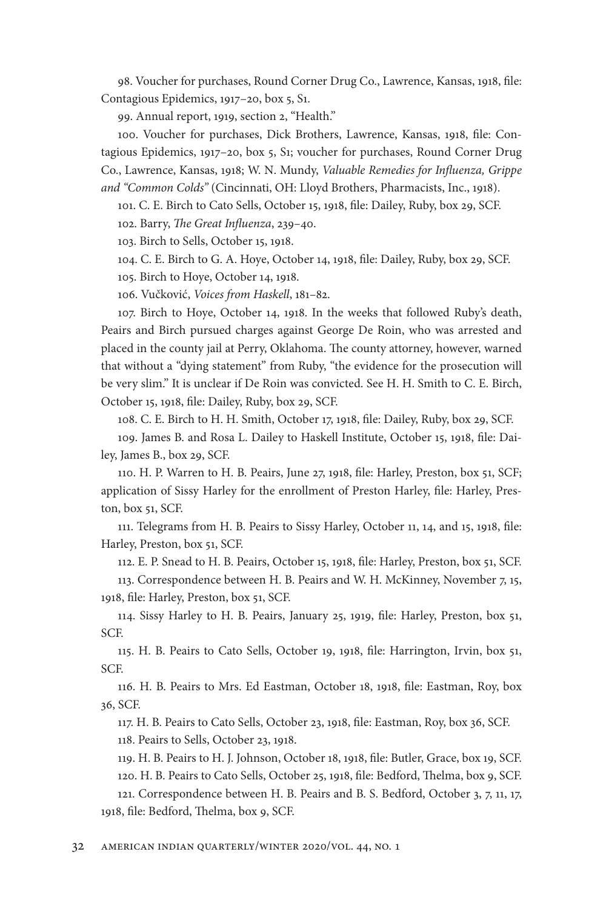98. Voucher for purchases, Round Corner Drug Co., Lawrence, Kansas, 1918, file: Contagious Epidemics, 1917–20, box 5, S1.

99. Annual report, 1919, section 2, "Health."

100. Voucher for purchases, Dick Brothers, Lawrence, Kansas, 1918, file: Contagious Epidemics, 1917–20, box 5, S1; voucher for purchases, Round Corner Drug Co., Lawrence, Kansas, 1918; W. N. Mundy, *Valuable Remedies for Influenza, Grippe and "Common Colds"* (Cincinnati, OH: Lloyd Brothers, Pharmacists, Inc., 1918).

101. C. E. Birch to Cato Sells, October 15, 1918, file: Dailey, Ruby, box 29, SCF.

102. Barry, *The Great Influenza*, 239–40.

103. Birch to Sells, October 15, 1918.

104. C. E. Birch to G. A. Hoye, October 14, 1918, file: Dailey, Ruby, box 29, SCF.

105. Birch to Hoye, October 14, 1918.

106. Vučković, *Voices from Haskell*, 181–82.

107. Birch to Hoye, October 14, 1918. In the weeks that followed Ruby's death, Peairs and Birch pursued charges against George De Roin, who was arrested and placed in the county jail at Perry, Oklahoma. The county attorney, however, warned that without a "dying statement" from Ruby, "the evidence for the prosecution will be very slim." It is unclear if De Roin was convicted. See H. H. Smith to C. E. Birch, October 15, 1918, file: Dailey, Ruby, box 29, SCF.

108. C. E. Birch to H. H. Smith, October 17, 1918, file: Dailey, Ruby, box 29, SCF.

109. James B. and Rosa L. Dailey to Haskell Institute, October 15, 1918, file: Dailey, James B., box 29, SCF.

110. H. P. Warren to H. B. Peairs, June 27, 1918, file: Harley, Preston, box 51, SCF; application of Sissy Harley for the enrollment of Preston Harley, file: Harley, Preston, box 51, SCF.

111. Telegrams from H. B. Peairs to Sissy Harley, October 11, 14, and 15, 1918, file: Harley, Preston, box 51, SCF.

112. E. P. Snead to H. B. Peairs, October 15, 1918, file: Harley, Preston, box 51, SCF.

113. Correspondence between H. B. Peairs and W. H. McKinney, November 7, 15, 1918, file: Harley, Preston, box 51, SCF.

114. Sissy Harley to H. B. Peairs, January 25, 1919, file: Harley, Preston, box 51, SCF.

115. H. B. Peairs to Cato Sells, October 19, 1918, file: Harrington, Irvin, box 51, SCF.

116. H. B. Peairs to Mrs. Ed Eastman, October 18, 1918, file: Eastman, Roy, box 36, SCF.

117. H. B. Peairs to Cato Sells, October 23, 1918, file: Eastman, Roy, box 36, SCF.

118. Peairs to Sells, October 23, 1918.

119. H. B. Peairs to H. J. Johnson, October 18, 1918, file: Butler, Grace, box 19, SCF.

120. H. B. Peairs to Cato Sells, October 25, 1918, file: Bedford, Thelma, box 9, SCF.

121. Correspondence between H. B. Peairs and B. S. Bedford, October 3, 7, 11, 17, 1918, file: Bedford, Thelma, box 9, SCF.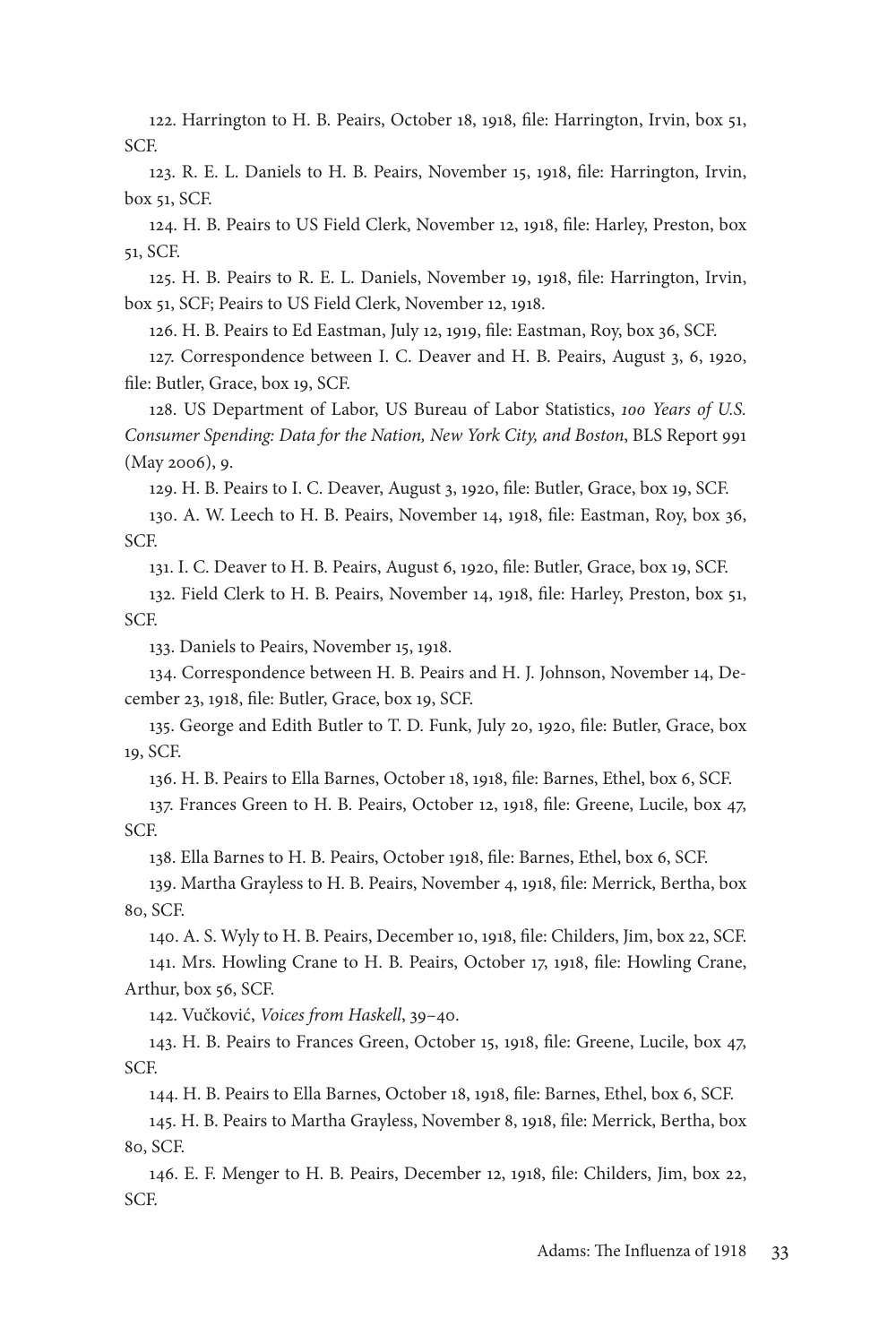122. Harrington to H. B. Peairs, October 18, 1918, file: Harrington, Irvin, box 51, SCF.

123. R. E. L. Daniels to H. B. Peairs, November 15, 1918, file: Harrington, Irvin, box 51, SCF.

124. H. B. Peairs to US Field Clerk, November 12, 1918, file: Harley, Preston, box 51, SCF.

125. H. B. Peairs to R. E. L. Daniels, November 19, 1918, file: Harrington, Irvin, box 51, SCF; Peairs to US Field Clerk, November 12, 1918.

126. H. B. Peairs to Ed Eastman, July 12, 1919, file: Eastman, Roy, box 36, SCF.

127. Correspondence between I. C. Deaver and H. B. Peairs, August 3, 6, 1920, file: Butler, Grace, box 19, SCF.

128. US Department of Labor, US Bureau of Labor Statistics, *100 Years of U.S. Consumer Spending: Data for the Nation, New York City, and Boston*, BLS Report 991 (May 2006), 9.

129. H. B. Peairs to I. C. Deaver, August 3, 1920, file: Butler, Grace, box 19, SCF.

130. A. W. Leech to H. B. Peairs, November 14, 1918, file: Eastman, Roy, box 36, SCF.

131. I. C. Deaver to H. B. Peairs, August 6, 1920, file: Butler, Grace, box 19, SCF.

132. Field Clerk to H. B. Peairs, November 14, 1918, file: Harley, Preston, box 51, SCF.

133. Daniels to Peairs, November 15, 1918.

134. Correspondence between H. B. Peairs and H. J. Johnson, November 14, December 23, 1918, file: Butler, Grace, box 19, SCF.

135. George and Edith Butler to T. D. Funk, July 20, 1920, file: Butler, Grace, box 19, SCF.

136. H. B. Peairs to Ella Barnes, October 18, 1918, file: Barnes, Ethel, box 6, SCF.

137. Frances Green to H. B. Peairs, October 12, 1918, file: Greene, Lucile, box 47, SCF.

138. Ella Barnes to H. B. Peairs, October 1918, file: Barnes, Ethel, box 6, SCF.

139. Martha Grayless to H. B. Peairs, November 4, 1918, file: Merrick, Bertha, box 80, SCF.

140. A. S. Wyly to H. B. Peairs, December 10, 1918, file: Childers, Jim, box 22, SCF.

141. Mrs. Howling Crane to H. B. Peairs, October 17, 1918, file: Howling Crane, Arthur, box 56, SCF.

142. Vučković, *Voices from Haskell*, 39–40.

143. H. B. Peairs to Frances Green, October 15, 1918, file: Greene, Lucile, box 47, SCF.

144. H. B. Peairs to Ella Barnes, October 18, 1918, file: Barnes, Ethel, box 6, SCF.

145. H. B. Peairs to Martha Grayless, November 8, 1918, file: Merrick, Bertha, box 80, SCF.

146. E. F. Menger to H. B. Peairs, December 12, 1918, file: Childers, Jim, box 22, SCF.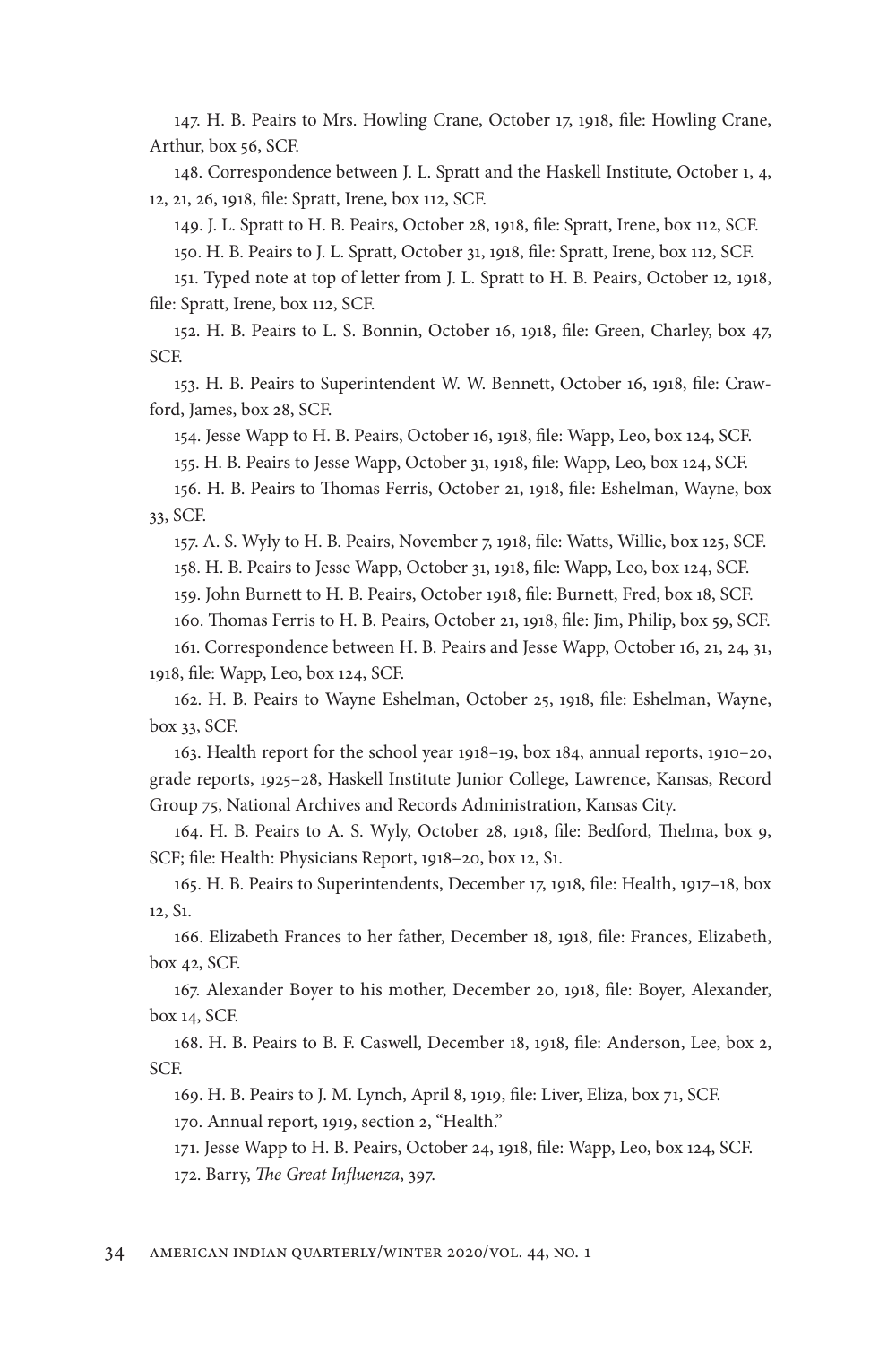147. H. B. Peairs to Mrs. Howling Crane, October 17, 1918, file: Howling Crane, Arthur, box 56, SCF.

148. Correspondence between J. L. Spratt and the Haskell Institute, October 1, 4, 12, 21, 26, 1918, file: Spratt, Irene, box 112, SCF.

149. J. L. Spratt to H. B. Peairs, October 28, 1918, file: Spratt, Irene, box 112, SCF.

150. H. B. Peairs to J. L. Spratt, October 31, 1918, file: Spratt, Irene, box 112, SCF.

151. Typed note at top of letter from J. L. Spratt to H. B. Peairs, October 12, 1918, file: Spratt, Irene, box 112, SCF.

152. H. B. Peairs to L. S. Bonnin, October 16, 1918, file: Green, Charley, box 47, SCF.

153. H. B. Peairs to Superintendent W. W. Bennett, October 16, 1918, file: Crawford, James, box 28, SCF.

154. Jesse Wapp to H. B. Peairs, October 16, 1918, file: Wapp, Leo, box 124, SCF.

155. H. B. Peairs to Jesse Wapp, October 31, 1918, file: Wapp, Leo, box 124, SCF.

156. H. B. Peairs to Thomas Ferris, October 21, 1918, file: Eshelman, Wayne, box 33, SCF.

157. A. S. Wyly to H. B. Peairs, November 7, 1918, file: Watts, Willie, box 125, SCF.

158. H. B. Peairs to Jesse Wapp, October 31, 1918, file: Wapp, Leo, box 124, SCF.

159. John Burnett to H. B. Peairs, October 1918, file: Burnett, Fred, box 18, SCF.

160. Thomas Ferris to H. B. Peairs, October 21, 1918, file: Jim, Philip, box 59, SCF.

161. Correspondence between H. B. Peairs and Jesse Wapp, October 16, 21, 24, 31, 1918, file: Wapp, Leo, box 124, SCF.

162. H. B. Peairs to Wayne Eshelman, October 25, 1918, file: Eshelman, Wayne, box 33, SCF.

163. Health report for the school year 1918–19, box 184, annual reports, 1910–20, grade reports, 1925–28, Haskell Institute Junior College, Lawrence, Kansas, Record Group 75, National Archives and Records Administration, Kansas City.

164. H. B. Peairs to A. S. Wyly, October 28, 1918, file: Bedford, Thelma, box 9, SCF; file: Health: Physicians Report, 1918–20, box 12, S1.

165. H. B. Peairs to Superintendents, December 17, 1918, file: Health, 1917–18, box 12, S1.

166. Elizabeth Frances to her father, December 18, 1918, file: Frances, Elizabeth, box 42, SCF.

167. Alexander Boyer to his mother, December 20, 1918, file: Boyer, Alexander, box 14, SCF.

168. H. B. Peairs to B. F. Caswell, December 18, 1918, file: Anderson, Lee, box 2, SCF.

169. H. B. Peairs to J. M. Lynch, April 8, 1919, file: Liver, Eliza, box 71, SCF.

170. Annual report, 1919, section 2, "Health."

171. Jesse Wapp to H. B. Peairs, October 24, 1918, file: Wapp, Leo, box 124, SCF.

172. Barry, *The Great Influenza*, 397.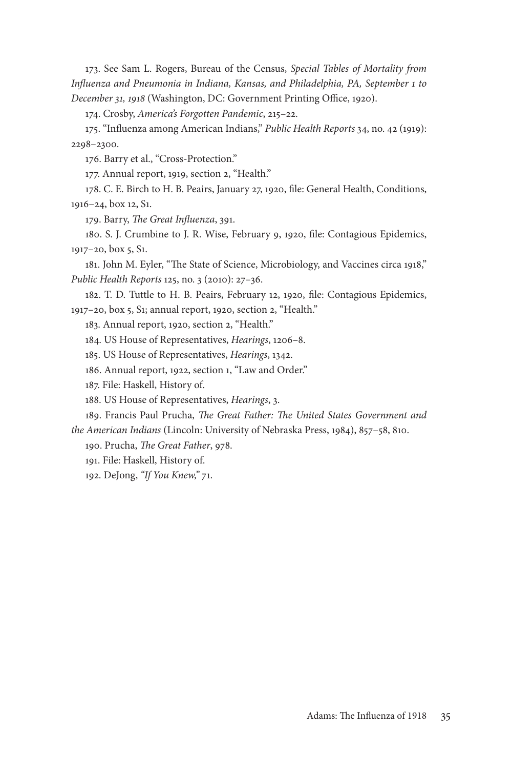173. See Sam L. Rogers, Bureau of the Census, *Special Tables of Mortality from Influenza and Pneumonia in Indiana, Kansas, and Philadelphia, PA, September 1 to December 31, 1918* (Washington, DC: Government Printing Office, 1920).

174. Crosby, *America's Forgotten Pandemic*, 215–22.

175. "Influenza among American Indians," *Public Health Reports* 34, no. 42 (1919): 2298–2300.

176. Barry et al., "Cross-Protection."

177. Annual report, 1919, section 2, "Health."

178. C. E. Birch to H. B. Peairs, January 27, 1920, file: General Health, Conditions, 1916–24, box 12, S1.

179. Barry, *The Great Influenza*, 391.

180. S. J. Crumbine to J. R. Wise, February 9, 1920, file: Contagious Epidemics, 1917–20, box 5, S1.

181. John M. Eyler, "The State of Science, Microbiology, and Vaccines circa 1918," *Public Health Reports* 125, no. 3 (2010): 27–36.

182. T. D. Tuttle to H. B. Peairs, February 12, 1920, file: Contagious Epidemics, 1917–20, box 5, S1; annual report, 1920, section 2, "Health."

183. Annual report, 1920, section 2, "Health."

184. US House of Representatives, *Hearings*, 1206–8.

185. US House of Representatives, *Hearings*, 1342.

186. Annual report, 1922, section 1, "Law and Order."

187. File: Haskell, History of.

188. US House of Representatives, *Hearings*, 3.

189. Francis Paul Prucha, *The Great Father: The United States Government and the American Indians* (Lincoln: University of Nebraska Press, 1984), 857–58, 810.

190. Prucha, *The Great Father*, 978.

191. File: Haskell, History of.

192. DeJong, *"If You Knew,"* 71.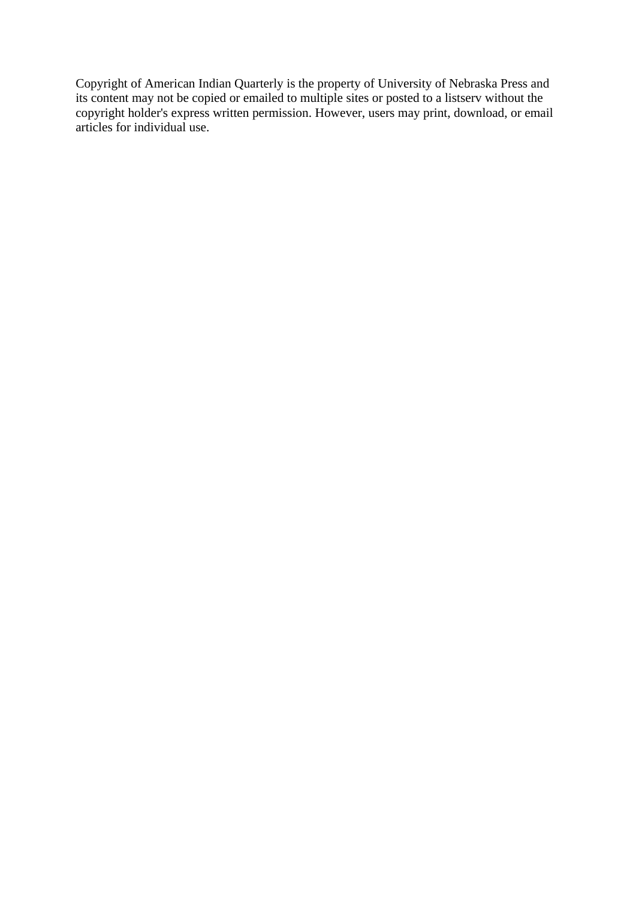Copyright of American Indian Quarterly is the property of University of Nebraska Press and its content may not be copied or emailed to multiple sites or posted to a listserv without the copyright holder's express written permission. However, users may print, download, or email articles for individual use.